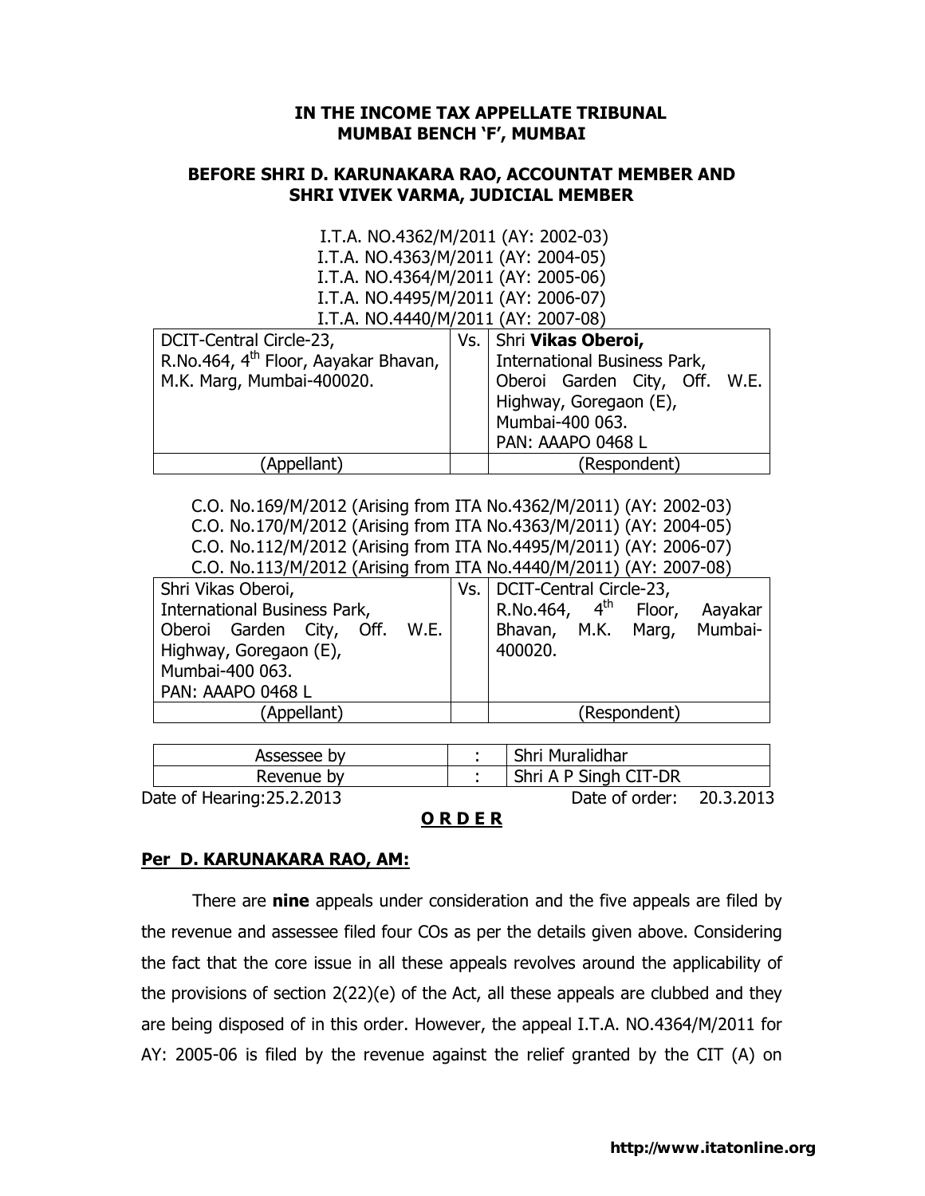**IN THE INCOME TAX APPELLATE TRIBUNAL**
**MUMBAI BENCH 'F', MUMBAI**

**BEFORE SHRI D. KARUNAKARA RAO, ACCOUNTAT MEMBER AND SHRI VIVEK VARMA, JUDICIAL MEMBER**

I.T.A. NO.4362/M/2011 (AY: 2002-03)
I.T.A. NO.4363/M/2011 (AY: 2004-05)
I.T.A. NO.4364/M/2011 (AY: 2005-06)
I.T.A. NO.4495/M/2011 (AY: 2006-07)
I.T.A. NO.4440/M/2011 (AY: 2007-08)

| DCIT-Central Circle-23, R.No.464, 4th Floor, Aayakar Bhavan, M.K. Marg, Mumbai-400020. | Vs. | Shri **Vikas Oberoi,** International Business Park, Oberoi Garden City, Off. W.E. Highway, Goregaon (E), Mumbai-400 063. PAN: AAAPO 0468 L |
|---|---|---|
| (Appellant) | | (Respondent) |

C.O. No.169/M/2012 (Arising from ITA No.4362/M/2011) (AY: 2002-03)
C.O. No.170/M/2012 (Arising from ITA No.4363/M/2011) (AY: 2004-05)
C.O. No.112/M/2012 (Arising from ITA No.4495/M/2011) (AY: 2006-07)
C.O. No.113/M/2012 (Arising from ITA No.4440/M/2011) (AY: 2007-08)

| Shri Vikas Oberoi, International Business Park, Oberoi Garden City, Off. W.E. Highway, Goregaon (E), Mumbai-400 063. PAN: AAAPO 0468 L | Vs. | DCIT-Central Circle-23, R.No.464, 4th Floor, Aayakar Bhavan, M.K. Marg, Mumbai-400020. |
|---|---|---|
| (Appellant) | | (Respondent) |

| Assessee by | : | Shri Muralidhar |
|---|---|---|
| Revenue by | : | Shri A P Singh CIT-DR |

Date of Hearing:25.2.2013 Date of order: 20.3.2013

**O R D E R**

**Per D. KARUNAKARA RAO, AM:**

There are **nine** appeals under consideration and the five appeals are filed by the revenue and assessee filed four COs as per the details given above. Considering the fact that the core issue in all these appeals revolves around the applicability of the provisions of section 2(22)(e) of the Act, all these appeals are clubbed and they are being disposed of in this order. However, the appeal I.T.A. NO.4364/M/2011 for AY: 2005-06 is filed by the revenue against the relief granted by the CIT (A) on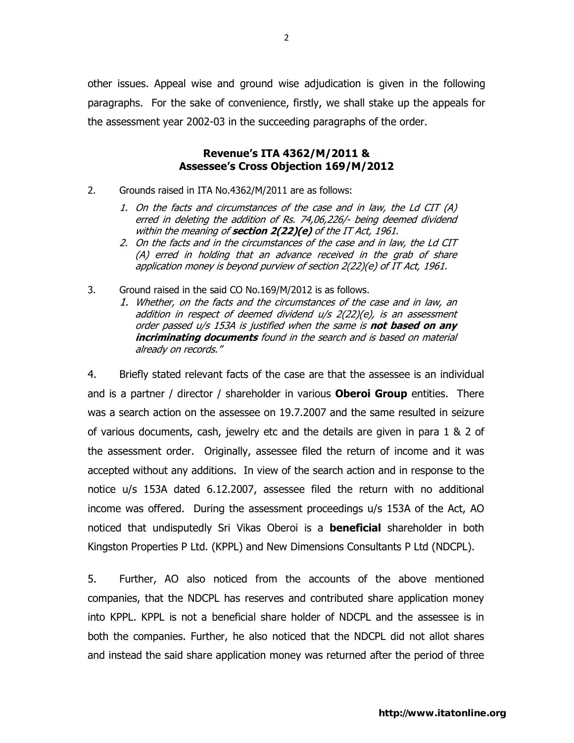other issues. Appeal wise and ground wise adjudication is given in the following paragraphs. For the sake of convenience, firstly, we shall stake up the appeals for the assessment year 2002-03 in the succeeding paragraphs of the order.

### Revenue's ITA 4362/M/2011 & Assessee's Cross Objection 169/M/2012

2. Grounds raised in ITA No.4362/M/2011 are as follows:

   1. *On the facts and circumstances of the case and in law, the Ld CIT (A) erred in deleting the addition of Rs. 74,06,226/- being deemed dividend within the meaning of* ***section 2(22)(e)*** *of the IT Act, 1961.*
   2. *On the facts and in the circumstances of the case and in law, the Ld CIT (A) erred in holding that an advance received in the grab of share application money is beyond purview of section 2(22)(e) of IT Act, 1961.*

3. Ground raised in the said CO No.169/M/2012 is as follows.

   1. *Whether, on the facts and the circumstances of the case and in law, an addition in respect of deemed dividend u/s 2(22)(e), is an assessment order passed u/s 153A is justified when the same is* ***not based on any incriminating documents*** *found in the search and is based on material already on records."*

4. Briefly stated relevant facts of the case are that the assessee is an individual and is a partner / director / shareholder in various **Oberoi Group** entities. There was a search action on the assessee on 19.7.2007 and the same resulted in seizure of various documents, cash, jewelry etc and the details are given in para 1 & 2 of the assessment order. Originally, assessee filed the return of income and it was accepted without any additions. In view of the search action and in response to the notice u/s 153A dated 6.12.2007, assessee filed the return with no additional income was offered. During the assessment proceedings u/s 153A of the Act, AO noticed that undisputedly Sri Vikas Oberoi is a **beneficial** shareholder in both Kingston Properties P Ltd. (KPPL) and New Dimensions Consultants P Ltd (NDCPL).

5. Further, AO also noticed from the accounts of the above mentioned companies, that the NDCPL has reserves and contributed share application money into KPPL. KPPL is not a beneficial share holder of NDCPL and the assessee is in both the companies. Further, he also noticed that the NDCPL did not allot shares and instead the said share application money was returned after the period of three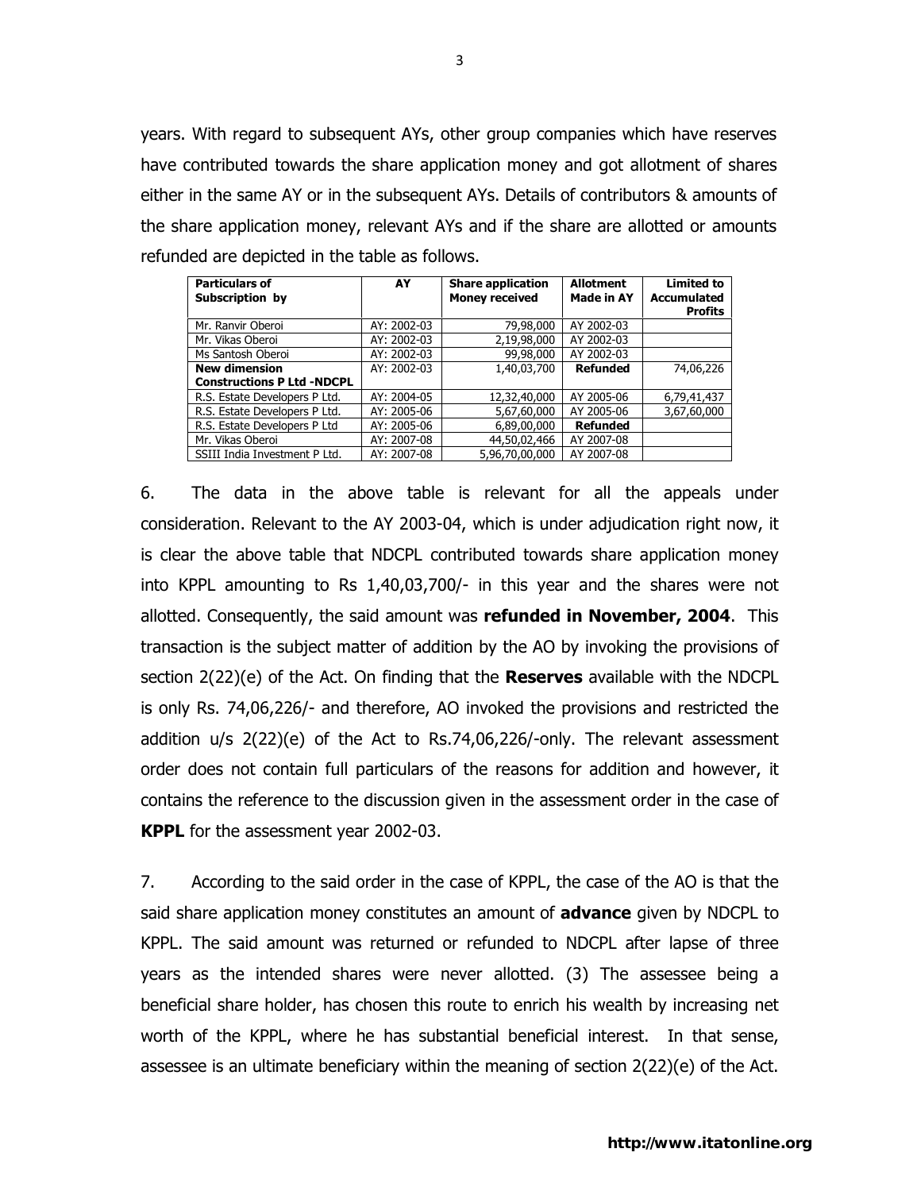years. With regard to subsequent AYs, other group companies which have reserves have contributed towards the share application money and got allotment of shares either in the same AY or in the subsequent AYs. Details of contributors & amounts of the share application money, relevant AYs and if the share are allotted or amounts refunded are depicted in the table as follows.

| Particulars of Subscription by | AY | Share application Money received | Allotment Made in AY | Limited to Accumulated Profits |
|---|---|---|---|---|
| Mr. Ranvir Oberoi | AY: 2002-03 | 79,98,000 | AY 2002-03 | |
| Mr. Vikas Oberoi | AY: 2002-03 | 2,19,98,000 | AY 2002-03 | |
| Ms Santosh Oberoi | AY: 2002-03 | 99,98,000 | AY 2002-03 | |
| **New dimension Constructions P Ltd -NDCPL** | AY: 2002-03 | 1,40,03,700 | **Refunded** | 74,06,226 |
| R.S. Estate Developers P Ltd. | AY: 2004-05 | 12,32,40,000 | AY 2005-06 | 6,79,41,437 |
| R.S. Estate Developers P Ltd. | AY: 2005-06 | 5,67,60,000 | AY 2005-06 | 3,67,60,000 |
| R.S. Estate Developers P Ltd | AY: 2005-06 | 6,89,00,000 | **Refunded** | |
| Mr. Vikas Oberoi | AY: 2007-08 | 44,50,02,466 | AY 2007-08 | |
| SSIII India Investment P Ltd. | AY: 2007-08 | 5,96,70,00,000 | AY 2007-08 | |

6. The data in the above table is relevant for all the appeals under consideration. Relevant to the AY 2003-04, which is under adjudication right now, it is clear the above table that NDCPL contributed towards share application money into KPPL amounting to Rs 1,40,03,700/- in this year and the shares were not allotted. Consequently, the said amount was **refunded in November, 2004**. This transaction is the subject matter of addition by the AO by invoking the provisions of section 2(22)(e) of the Act. On finding that the **Reserves** available with the NDCPL is only Rs. 74,06,226/- and therefore, AO invoked the provisions and restricted the addition u/s 2(22)(e) of the Act to Rs.74,06,226/-only. The relevant assessment order does not contain full particulars of the reasons for addition and however, it contains the reference to the discussion given in the assessment order in the case of **KPPL** for the assessment year 2002-03.

7. According to the said order in the case of KPPL, the case of the AO is that the said share application money constitutes an amount of **advance** given by NDCPL to KPPL. The said amount was returned or refunded to NDCPL after lapse of three years as the intended shares were never allotted. (3) The assessee being a beneficial share holder, has chosen this route to enrich his wealth by increasing net worth of the KPPL, where he has substantial beneficial interest. In that sense, assessee is an ultimate beneficiary within the meaning of section 2(22)(e) of the Act.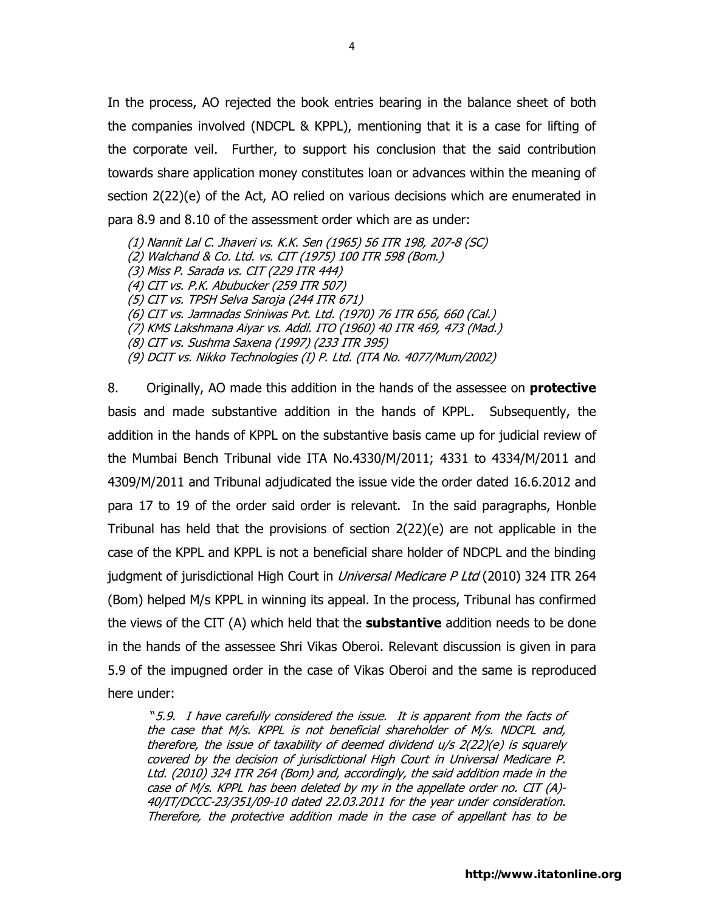In the process, AO rejected the book entries bearing in the balance sheet of both the companies involved (NDCPL & KPPL), mentioning that it is a case for lifting of the corporate veil. Further, to support his conclusion that the said contribution towards share application money constitutes loan or advances within the meaning of section 2(22)(e) of the Act, AO relied on various decisions which are enumerated in para 8.9 and 8.10 of the assessment order which are as under:

*(1) Nannit Lal C. Jhaveri vs. K.K. Sen (1965) 56 ITR 198, 207-8 (SC)*
*(2) Walchand & Co. Ltd. vs. CIT (1975) 100 ITR 598 (Bom.)*
*(3) Miss P. Sarada vs. CIT (229 ITR 444)*
*(4) CIT vs. P.K. Abubucker (259 ITR 507)*
*(5) CIT vs. TPSH Selva Saroja (244 ITR 671)*
*(6) CIT vs. Jamnadas Sriniwas Pvt. Ltd. (1970) 76 ITR 656, 660 (Cal.)*
*(7) KMS Lakshmana Aiyar vs. Addl. ITO (1960) 40 ITR 469, 473 (Mad.)*
*(8) CIT vs. Sushma Saxena (1997) (233 ITR 395)*
*(9) DCIT vs. Nikko Technologies (I) P. Ltd. (ITA No. 4077/Mum/2002)*

8. Originally, AO made this addition in the hands of the assessee on **protective** basis and made substantive addition in the hands of KPPL. Subsequently, the addition in the hands of KPPL on the substantive basis came up for judicial review of the Mumbai Bench Tribunal vide ITA No.4330/M/2011; 4331 to 4334/M/2011 and 4309/M/2011 and Tribunal adjudicated the issue vide the order dated 16.6.2012 and para 17 to 19 of the order said order is relevant. In the said paragraphs, Honble Tribunal has held that the provisions of section 2(22)(e) are not applicable in the case of the KPPL and KPPL is not a beneficial share holder of NDCPL and the binding judgment of jurisdictional High Court in *Universal Medicare P Ltd* (2010) 324 ITR 264 (Bom) helped M/s KPPL in winning its appeal. In the process, Tribunal has confirmed the views of the CIT (A) which held that the **substantive** addition needs to be done in the hands of the assessee Shri Vikas Oberoi. Relevant discussion is given in para 5.9 of the impugned order in the case of Vikas Oberoi and the same is reproduced here under:

> *"5.9. I have carefully considered the issue. It is apparent from the facts of the case that M/s. KPPL is not beneficial shareholder of M/s. NDCPL and, therefore, the issue of taxability of deemed dividend u/s 2(22)(e) is squarely covered by the decision of jurisdictional High Court in Universal Medicare P. Ltd. (2010) 324 ITR 264 (Bom) and, accordingly, the said addition made in the case of M/s. KPPL has been deleted by my in the appellate order no. CIT (A)-40/IT/DCCC-23/351/09-10 dated 22.03.2011 for the year under consideration. Therefore, the protective addition made in the case of appellant has to be*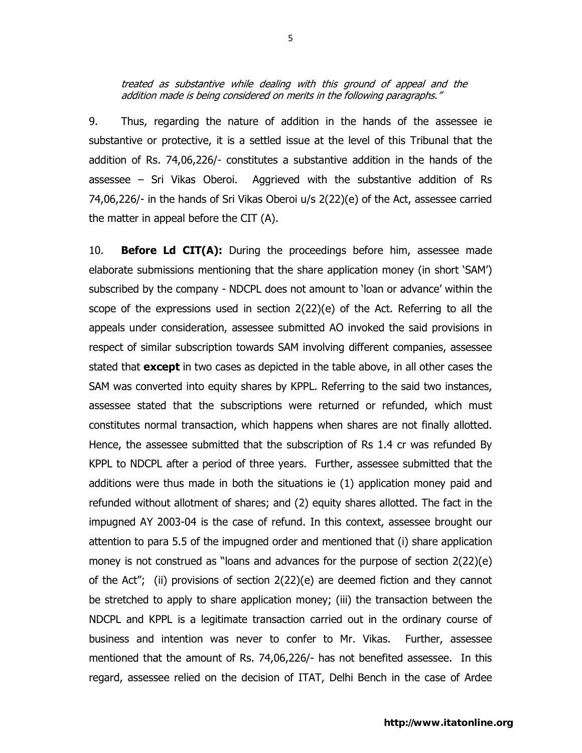*treated as substantive while dealing with this ground of appeal and the addition made is being considered on merits in the following paragraphs."*

9. Thus, regarding the nature of addition in the hands of the assessee ie substantive or protective, it is a settled issue at the level of this Tribunal that the addition of Rs. 74,06,226/- constitutes a substantive addition in the hands of the assessee – Sri Vikas Oberoi. Aggrieved with the substantive addition of Rs 74,06,226/- in the hands of Sri Vikas Oberoi u/s 2(22)(e) of the Act, assessee carried the matter in appeal before the CIT (A).

10. **Before Ld CIT(A):** During the proceedings before him, assessee made elaborate submissions mentioning that the share application money (in short 'SAM') subscribed by the company - NDCPL does not amount to 'loan or advance' within the scope of the expressions used in section 2(22)(e) of the Act. Referring to all the appeals under consideration, assessee submitted AO invoked the said provisions in respect of similar subscription towards SAM involving different companies, assessee stated that **except** in two cases as depicted in the table above, in all other cases the SAM was converted into equity shares by KPPL. Referring to the said two instances, assessee stated that the subscriptions were returned or refunded, which must constitutes normal transaction, which happens when shares are not finally allotted. Hence, the assessee submitted that the subscription of Rs 1.4 cr was refunded By KPPL to NDCPL after a period of three years. Further, assessee submitted that the additions were thus made in both the situations ie (1) application money paid and refunded without allotment of shares; and (2) equity shares allotted. The fact in the impugned AY 2003-04 is the case of refund. In this context, assessee brought our attention to para 5.5 of the impugned order and mentioned that (i) share application money is not construed as "loans and advances for the purpose of section 2(22)(e) of the Act"; (ii) provisions of section 2(22)(e) are deemed fiction and they cannot be stretched to apply to share application money; (iii) the transaction between the NDCPL and KPPL is a legitimate transaction carried out in the ordinary course of business and intention was never to confer to Mr. Vikas. Further, assessee mentioned that the amount of Rs. 74,06,226/- has not benefited assessee. In this regard, assessee relied on the decision of ITAT, Delhi Bench in the case of Ardee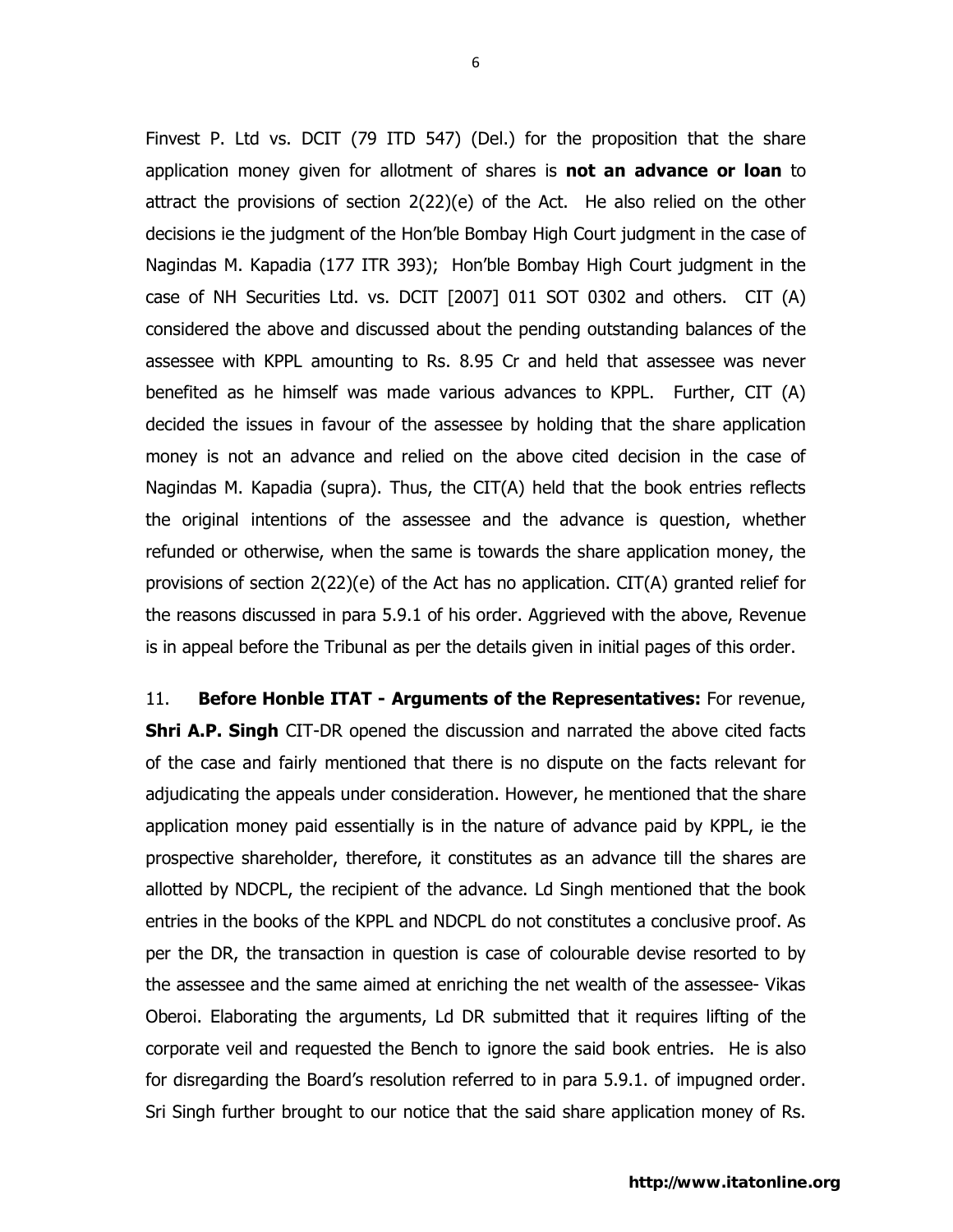Finvest P. Ltd vs. DCIT (79 ITD 547) (Del.) for the proposition that the share application money given for allotment of shares is **not an advance or loan** to attract the provisions of section 2(22)(e) of the Act. He also relied on the other decisions ie the judgment of the Hon'ble Bombay High Court judgment in the case of Nagindas M. Kapadia (177 ITR 393); Hon'ble Bombay High Court judgment in the case of NH Securities Ltd. vs. DCIT [2007] 011 SOT 0302 and others. CIT (A) considered the above and discussed about the pending outstanding balances of the assessee with KPPL amounting to Rs. 8.95 Cr and held that assessee was never benefited as he himself was made various advances to KPPL. Further, CIT (A) decided the issues in favour of the assessee by holding that the share application money is not an advance and relied on the above cited decision in the case of Nagindas M. Kapadia (supra). Thus, the CIT(A) held that the book entries reflects the original intentions of the assessee and the advance is question, whether refunded or otherwise, when the same is towards the share application money, the provisions of section 2(22)(e) of the Act has no application. CIT(A) granted relief for the reasons discussed in para 5.9.1 of his order. Aggrieved with the above, Revenue is in appeal before the Tribunal as per the details given in initial pages of this order.

11. **Before Honble ITAT - Arguments of the Representatives:** For revenue, **Shri A.P. Singh** CIT-DR opened the discussion and narrated the above cited facts of the case and fairly mentioned that there is no dispute on the facts relevant for adjudicating the appeals under consideration. However, he mentioned that the share application money paid essentially is in the nature of advance paid by KPPL, ie the prospective shareholder, therefore, it constitutes as an advance till the shares are allotted by NDCPL, the recipient of the advance. Ld Singh mentioned that the book entries in the books of the KPPL and NDCPL do not constitutes a conclusive proof. As per the DR, the transaction in question is case of colourable devise resorted to by the assessee and the same aimed at enriching the net wealth of the assessee- Vikas Oberoi. Elaborating the arguments, Ld DR submitted that it requires lifting of the corporate veil and requested the Bench to ignore the said book entries. He is also for disregarding the Board's resolution referred to in para 5.9.1. of impugned order. Sri Singh further brought to our notice that the said share application money of Rs.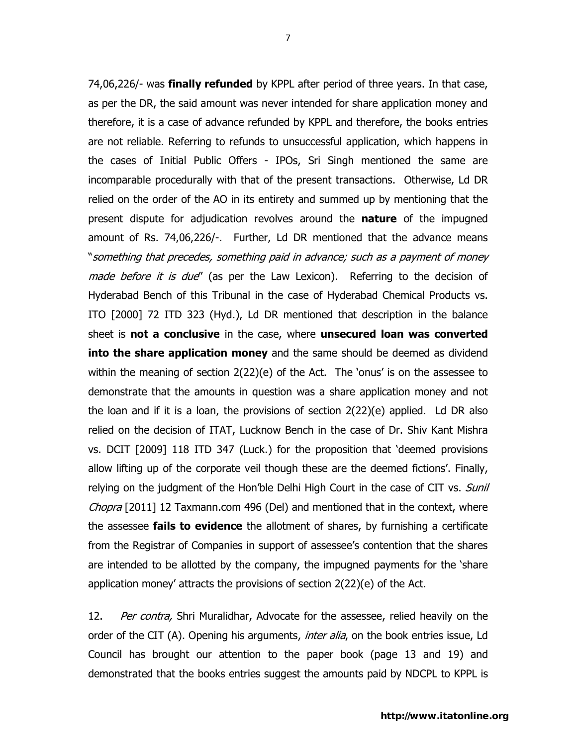74,06,226/- was **finally refunded** by KPPL after period of three years. In that case, as per the DR, the said amount was never intended for share application money and therefore, it is a case of advance refunded by KPPL and therefore, the books entries are not reliable. Referring to refunds to unsuccessful application, which happens in the cases of Initial Public Offers - IPOs, Sri Singh mentioned the same are incomparable procedurally with that of the present transactions. Otherwise, Ld DR relied on the order of the AO in its entirety and summed up by mentioning that the present dispute for adjudication revolves around the **nature** of the impugned amount of Rs. 74,06,226/-. Further, Ld DR mentioned that the advance means "*something that precedes, something paid in advance; such as a payment of money made before it is due*" (as per the Law Lexicon). Referring to the decision of Hyderabad Bench of this Tribunal in the case of Hyderabad Chemical Products vs. ITO [2000] 72 ITD 323 (Hyd.), Ld DR mentioned that description in the balance sheet is **not a conclusive** in the case, where **unsecured loan was converted into the share application money** and the same should be deemed as dividend within the meaning of section 2(22)(e) of the Act. The 'onus' is on the assessee to demonstrate that the amounts in question was a share application money and not the loan and if it is a loan, the provisions of section 2(22)(e) applied. Ld DR also relied on the decision of ITAT, Lucknow Bench in the case of Dr. Shiv Kant Mishra vs. DCIT [2009] 118 ITD 347 (Luck.) for the proposition that 'deemed provisions allow lifting up of the corporate veil though these are the deemed fictions'. Finally, relying on the judgment of the Hon'ble Delhi High Court in the case of CIT vs. *Sunil Chopra* [2011] 12 Taxmann.com 496 (Del) and mentioned that in the context, where the assessee **fails to evidence** the allotment of shares, by furnishing a certificate from the Registrar of Companies in support of assessee's contention that the shares are intended to be allotted by the company, the impugned payments for the 'share application money' attracts the provisions of section 2(22)(e) of the Act.

12. *Per contra,* Shri Muralidhar, Advocate for the assessee, relied heavily on the order of the CIT (A). Opening his arguments, *inter alia*, on the book entries issue, Ld Council has brought our attention to the paper book (page 13 and 19) and demonstrated that the books entries suggest the amounts paid by NDCPL to KPPL is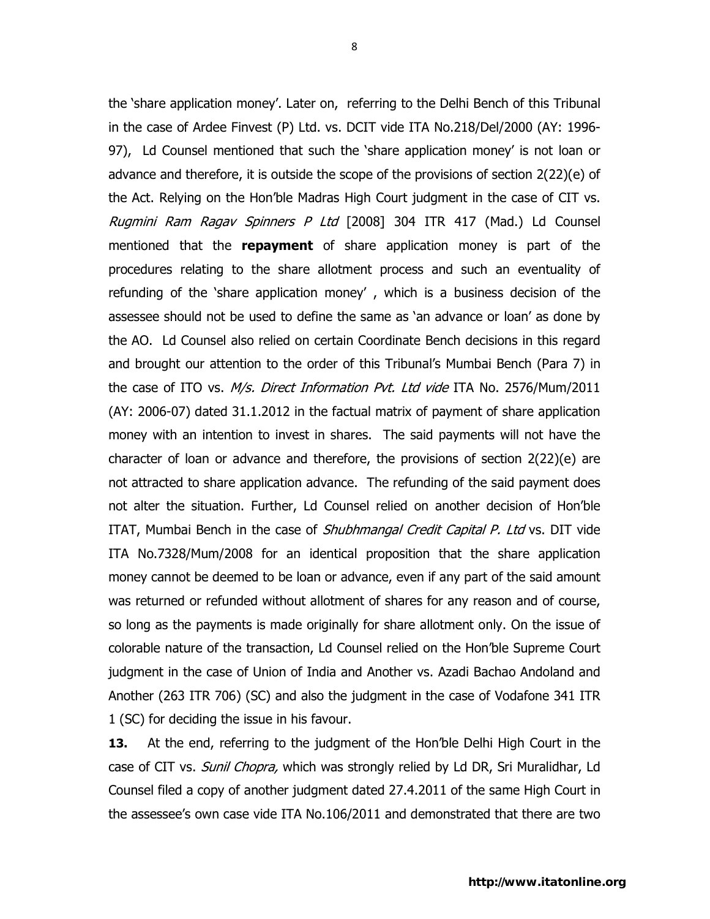the 'share application money'. Later on, referring to the Delhi Bench of this Tribunal in the case of Ardee Finvest (P) Ltd. vs. DCIT vide ITA No.218/Del/2000 (AY: 1996-97), Ld Counsel mentioned that such the 'share application money' is not loan or advance and therefore, it is outside the scope of the provisions of section 2(22)(e) of the Act. Relying on the Hon'ble Madras High Court judgment in the case of CIT vs. *Rugmini Ram Ragav Spinners P Ltd* [2008] 304 ITR 417 (Mad.) Ld Counsel mentioned that the **repayment** of share application money is part of the procedures relating to the share allotment process and such an eventuality of refunding of the 'share application money' , which is a business decision of the assessee should not be used to define the same as 'an advance or loan' as done by the AO. Ld Counsel also relied on certain Coordinate Bench decisions in this regard and brought our attention to the order of this Tribunal's Mumbai Bench (Para 7) in the case of ITO vs. *M/s. Direct Information Pvt. Ltd vide* ITA No. 2576/Mum/2011 (AY: 2006-07) dated 31.1.2012 in the factual matrix of payment of share application money with an intention to invest in shares. The said payments will not have the character of loan or advance and therefore, the provisions of section 2(22)(e) are not attracted to share application advance. The refunding of the said payment does not alter the situation. Further, Ld Counsel relied on another decision of Hon'ble ITAT, Mumbai Bench in the case of *Shubhmangal Credit Capital P. Ltd* vs. DIT vide ITA No.7328/Mum/2008 for an identical proposition that the share application money cannot be deemed to be loan or advance, even if any part of the said amount was returned or refunded without allotment of shares for any reason and of course, so long as the payments is made originally for share allotment only. On the issue of colorable nature of the transaction, Ld Counsel relied on the Hon'ble Supreme Court judgment in the case of Union of India and Another vs. Azadi Bachao Andoland and Another (263 ITR 706) (SC) and also the judgment in the case of Vodafone 341 ITR 1 (SC) for deciding the issue in his favour.

**13.** At the end, referring to the judgment of the Hon'ble Delhi High Court in the case of CIT vs. *Sunil Chopra,* which was strongly relied by Ld DR, Sri Muralidhar, Ld Counsel filed a copy of another judgment dated 27.4.2011 of the same High Court in the assessee's own case vide ITA No.106/2011 and demonstrated that there are two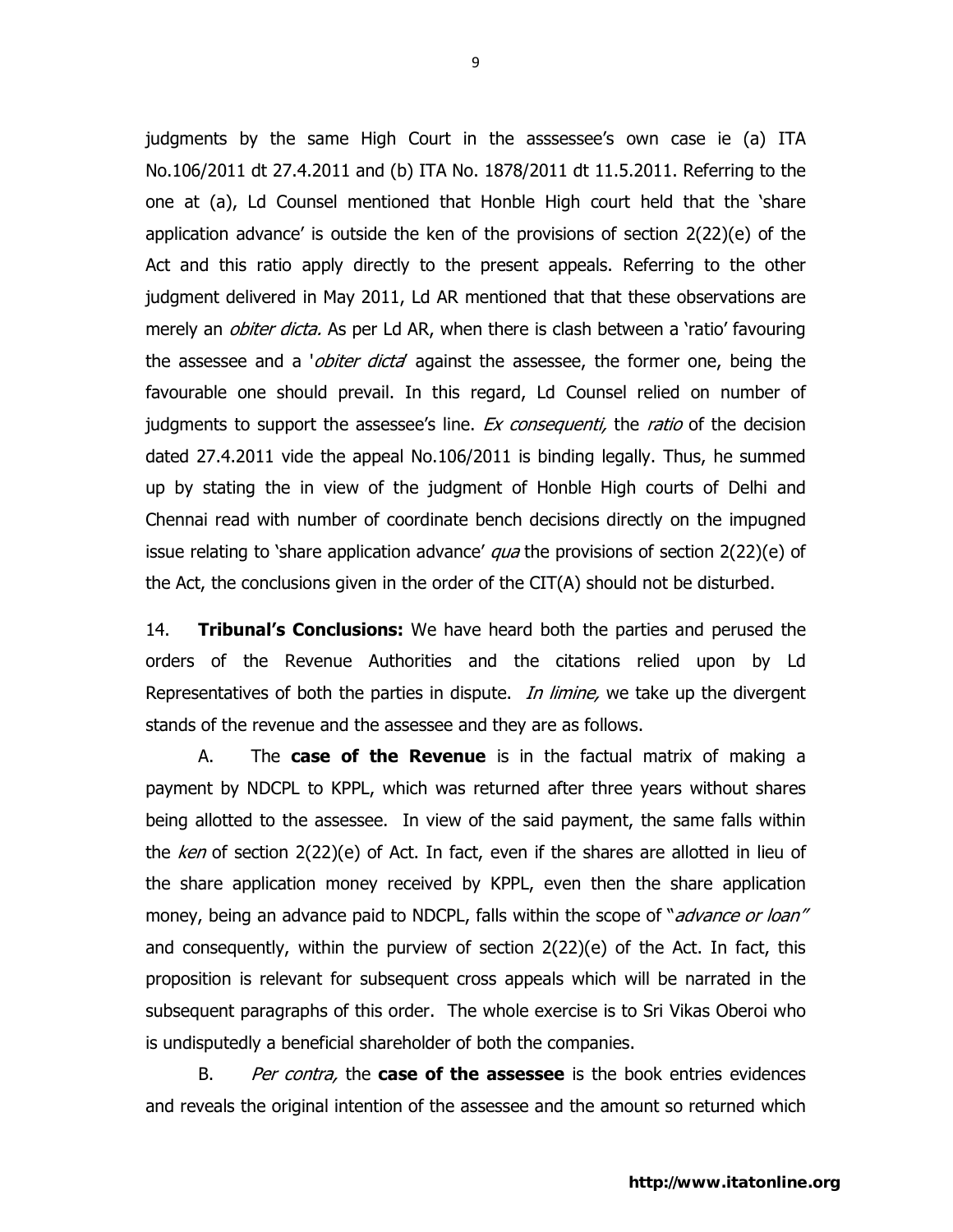judgments by the same High Court in the asssessee's own case ie (a) ITA No.106/2011 dt 27.4.2011 and (b) ITA No. 1878/2011 dt 11.5.2011. Referring to the one at (a), Ld Counsel mentioned that Honble High court held that the 'share application advance' is outside the ken of the provisions of section 2(22)(e) of the Act and this ratio apply directly to the present appeals. Referring to the other judgment delivered in May 2011, Ld AR mentioned that that these observations are merely an *obiter dicta.* As per Ld AR, when there is clash between a 'ratio' favouring the assessee and a '*obiter dicta*' against the assessee, the former one, being the favourable one should prevail. In this regard, Ld Counsel relied on number of judgments to support the assessee's line. *Ex consequenti,* the *ratio* of the decision dated 27.4.2011 vide the appeal No.106/2011 is binding legally. Thus, he summed up by stating the in view of the judgment of Honble High courts of Delhi and Chennai read with number of coordinate bench decisions directly on the impugned issue relating to 'share application advance' *qua* the provisions of section 2(22)(e) of the Act, the conclusions given in the order of the CIT(A) should not be disturbed.

14. **Tribunal's Conclusions:** We have heard both the parties and perused the orders of the Revenue Authorities and the citations relied upon by Ld Representatives of both the parties in dispute. *In limine,* we take up the divergent stands of the revenue and the assessee and they are as follows.

A. The **case of the Revenue** is in the factual matrix of making a payment by NDCPL to KPPL, which was returned after three years without shares being allotted to the assessee. In view of the said payment, the same falls within the *ken* of section 2(22)(e) of Act. In fact, even if the shares are allotted in lieu of the share application money received by KPPL, even then the share application money, being an advance paid to NDCPL, falls within the scope of "*advance or loan"* and consequently, within the purview of section 2(22)(e) of the Act. In fact, this proposition is relevant for subsequent cross appeals which will be narrated in the subsequent paragraphs of this order. The whole exercise is to Sri Vikas Oberoi who is undisputedly a beneficial shareholder of both the companies.

B. *Per contra,* the **case of the assessee** is the book entries evidences and reveals the original intention of the assessee and the amount so returned which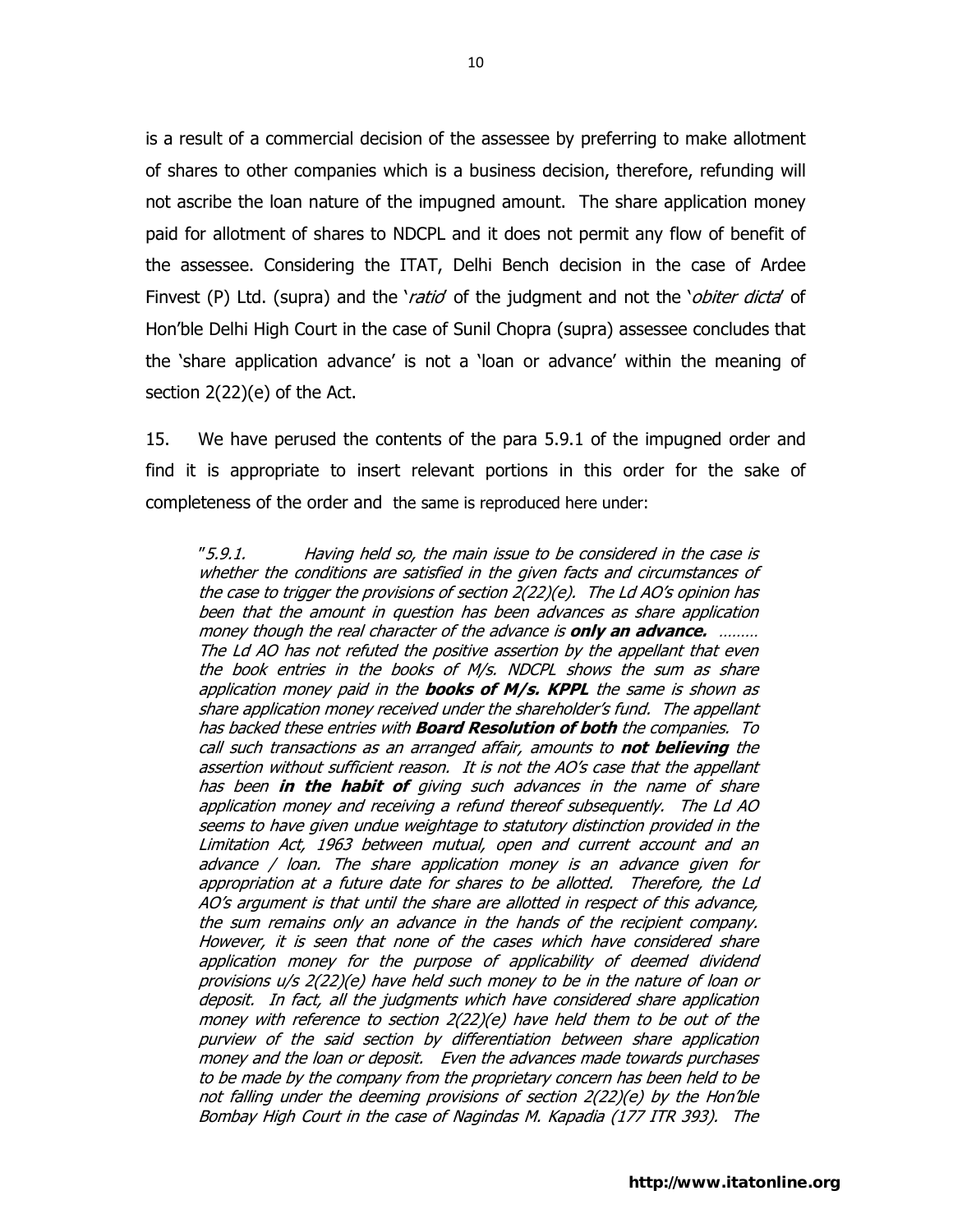is a result of a commercial decision of the assessee by preferring to make allotment of shares to other companies which is a business decision, therefore, refunding will not ascribe the loan nature of the impugned amount. The share application money paid for allotment of shares to NDCPL and it does not permit any flow of benefit of the assessee. Considering the ITAT, Delhi Bench decision in the case of Ardee Finvest (P) Ltd. (supra) and the '*ratio*' of the judgment and not the '*obiter dicta*' of Hon'ble Delhi High Court in the case of Sunil Chopra (supra) assessee concludes that the 'share application advance' is not a 'loan or advance' within the meaning of section 2(22)(e) of the Act.

15. We have perused the contents of the para 5.9.1 of the impugned order and find it is appropriate to insert relevant portions in this order for the sake of completeness of the order and the same is reproduced here under:

> *"5.9.1. Having held so, the main issue to be considered in the case is whether the conditions are satisfied in the given facts and circumstances of the case to trigger the provisions of section 2(22)(e). The Ld AO's opinion has been that the amount in question has been advances as share application money though the real character of the advance is **only an advance.** ……… The Ld AO has not refuted the positive assertion by the appellant that even the book entries in the books of M/s. NDCPL shows the sum as share application money paid in the **books of M/s. KPPL** the same is shown as share application money received under the shareholder's fund. The appellant has backed these entries with **Board Resolution of both** the companies. To call such transactions as an arranged affair, amounts to **not believing** the assertion without sufficient reason. It is not the AO's case that the appellant has been **in the habit of** giving such advances in the name of share application money and receiving a refund thereof subsequently. The Ld AO seems to have given undue weightage to statutory distinction provided in the Limitation Act, 1963 between mutual, open and current account and an advance / loan. The share application money is an advance given for appropriation at a future date for shares to be allotted. Therefore, the Ld AO's argument is that until the share are allotted in respect of this advance, the sum remains only an advance in the hands of the recipient company. However, it is seen that none of the cases which have considered share application money for the purpose of applicability of deemed dividend provisions u/s 2(22)(e) have held such money to be in the nature of loan or deposit. In fact, all the judgments which have considered share application money with reference to section 2(22)(e) have held them to be out of the purview of the said section by differentiation between share application money and the loan or deposit. Even the advances made towards purchases to be made by the company from the proprietary concern has been held to be not falling under the deeming provisions of section 2(22)(e) by the Hon'ble Bombay High Court in the case of Nagindas M. Kapadia (177 ITR 393). The*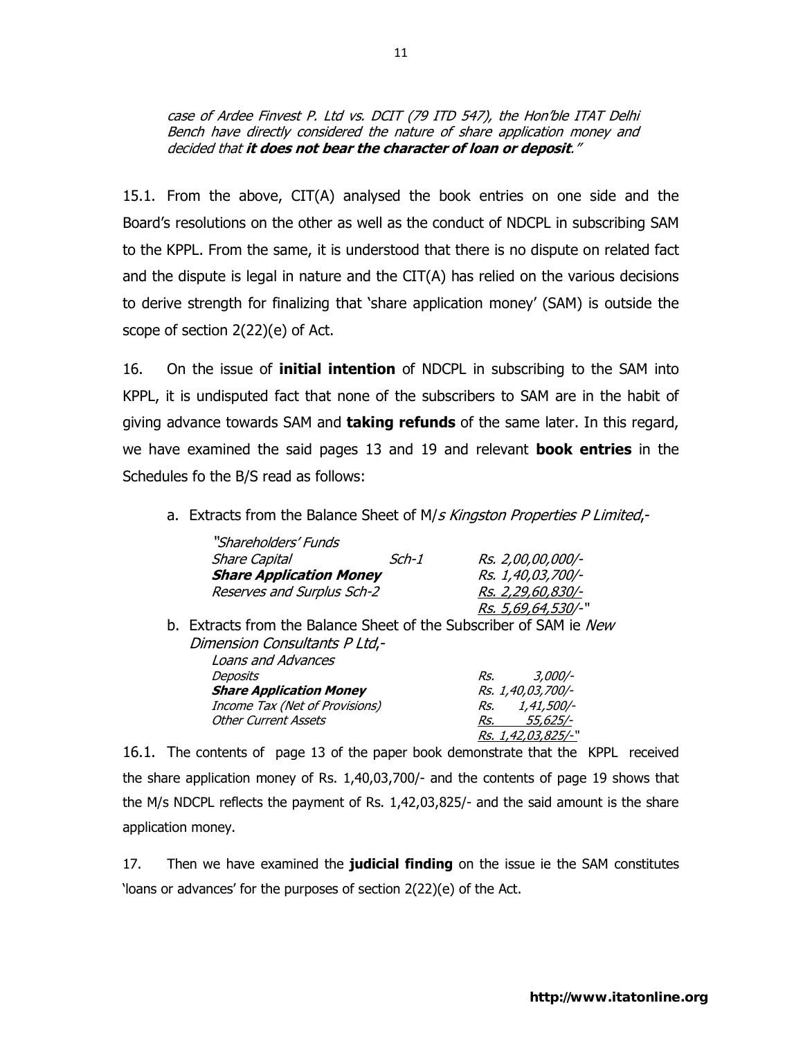*case of Ardee Finvest P. Ltd vs. DCIT (79 ITD 547), the Hon'ble ITAT Delhi Bench have directly considered the nature of share application money and decided that **it does not bear the character of loan or deposit**."*

15.1. From the above, CIT(A) analysed the book entries on one side and the Board's resolutions on the other as well as the conduct of NDCPL in subscribing SAM to the KPPL. From the same, it is understood that there is no dispute on related fact and the dispute is legal in nature and the CIT(A) has relied on the various decisions to derive strength for finalizing that 'share application money' (SAM) is outside the scope of section 2(22)(e) of Act.

16. On the issue of **initial intention** of NDCPL in subscribing to the SAM into KPPL, it is undisputed fact that none of the subscribers to SAM are in the habit of giving advance towards SAM and **taking refunds** of the same later. In this regard, we have examined the said pages 13 and 19 and relevant **book entries** in the Schedules fo the B/S read as follows:

a. Extracts from the Balance Sheet of M/*s Kingston Properties P Limited*,-

| *"Shareholders' Funds* | | |
|---|---|---|
| *Share Capital* | *Sch-1* | *Rs. 2,00,00,000/-* |
| ***Share Application Money*** | | *Rs. 1,40,03,700/-* |
| *Reserves and Surplus Sch-2* | | *Rs. 2,29,60,830/-* |
| | | *Rs. 5,69,64,530/-"* |

b. Extracts from the Balance Sheet of the Subscriber of SAM ie *New Dimension Consultants P Ltd*,-

| *Loans and Advances* | |
|---|---|
| *Deposits* | *Rs. 3,000/-* |
| ***Share Application Money*** | *Rs. 1,40,03,700/-* |
| *Income Tax (Net of Provisions)* | *Rs. 1,41,500/-* |
| *Other Current Assets* | *Rs. 55,625/-* |
| | *Rs. 1,42,03,825/-"* |

16.1. The contents of page 13 of the paper book demonstrate that the KPPL received the share application money of Rs. 1,40,03,700/- and the contents of page 19 shows that the M/s NDCPL reflects the payment of Rs. 1,42,03,825/- and the said amount is the share application money.

17. Then we have examined the **judicial finding** on the issue ie the SAM constitutes 'loans or advances' for the purposes of section 2(22)(e) of the Act.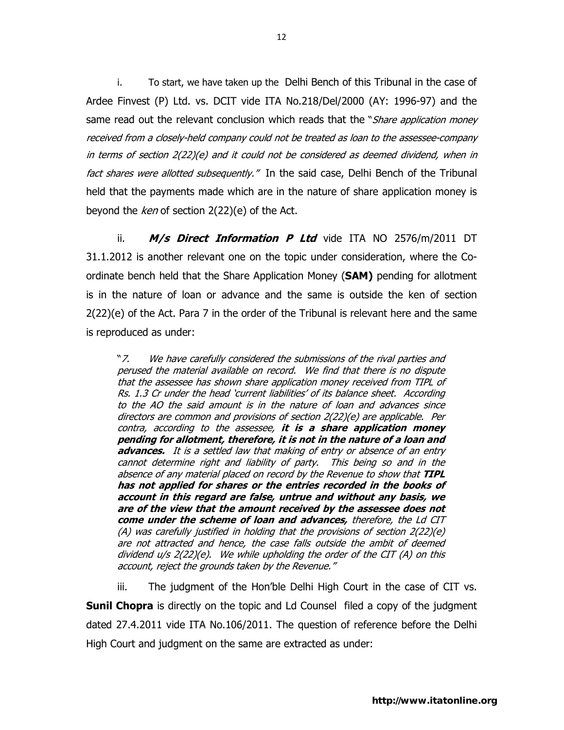i. To start, we have taken up the Delhi Bench of this Tribunal in the case of Ardee Finvest (P) Ltd. vs. DCIT vide ITA No.218/Del/2000 (AY: 1996-97) and the same read out the relevant conclusion which reads that the "*Share application money received from a closely-held company could not be treated as loan to the assessee-company in terms of section 2(22)(e) and it could not be considered as deemed dividend, when in fact shares were allotted subsequently.*" In the said case, Delhi Bench of the Tribunal held that the payments made which are in the nature of share application money is beyond the *ken* of section 2(22)(e) of the Act.

ii. ***M/s Direct Information P Ltd*** vide ITA NO 2576/m/2011 DT 31.1.2012 is another relevant one on the topic under consideration, where the Co-ordinate bench held that the Share Application Money (**SAM)** pending for allotment is in the nature of loan or advance and the same is outside the ken of section 2(22)(e) of the Act. Para 7 in the order of the Tribunal is relevant here and the same is reproduced as under:

> "*7. We have carefully considered the submissions of the rival parties and perused the material available on record. We find that there is no dispute that the assessee has shown share application money received from TIPL of Rs. 1.3 Cr under the head 'current liabilities' of its balance sheet. According to the AO the said amount is in the nature of loan and advances since directors are common and provisions of section 2(22)(e) are applicable. Per contra, according to the assessee,* ***it is a share application money pending for allotment, therefore, it is not in the nature of a loan and advances.*** *It is a settled law that making of entry or absence of an entry cannot determine right and liability of party. This being so and in the absence of any material placed on record by the Revenue to show that* ***TIPL has not applied for shares or the entries recorded in the books of account in this regard are false, untrue and without any basis, we are of the view that the amount received by the assessee does not come under the scheme of loan and advances,*** *therefore, the Ld CIT (A) was carefully justified in holding that the provisions of section 2(22)(e) are not attracted and hence, the case falls outside the ambit of deemed dividend u/s 2(22)(e). We while upholding the order of the CIT (A) on this account, reject the grounds taken by the Revenue.*"

iii. The judgment of the Hon'ble Delhi High Court in the case of CIT vs. **Sunil Chopra** is directly on the topic and Ld Counsel filed a copy of the judgment dated 27.4.2011 vide ITA No.106/2011. The question of reference before the Delhi High Court and judgment on the same are extracted as under: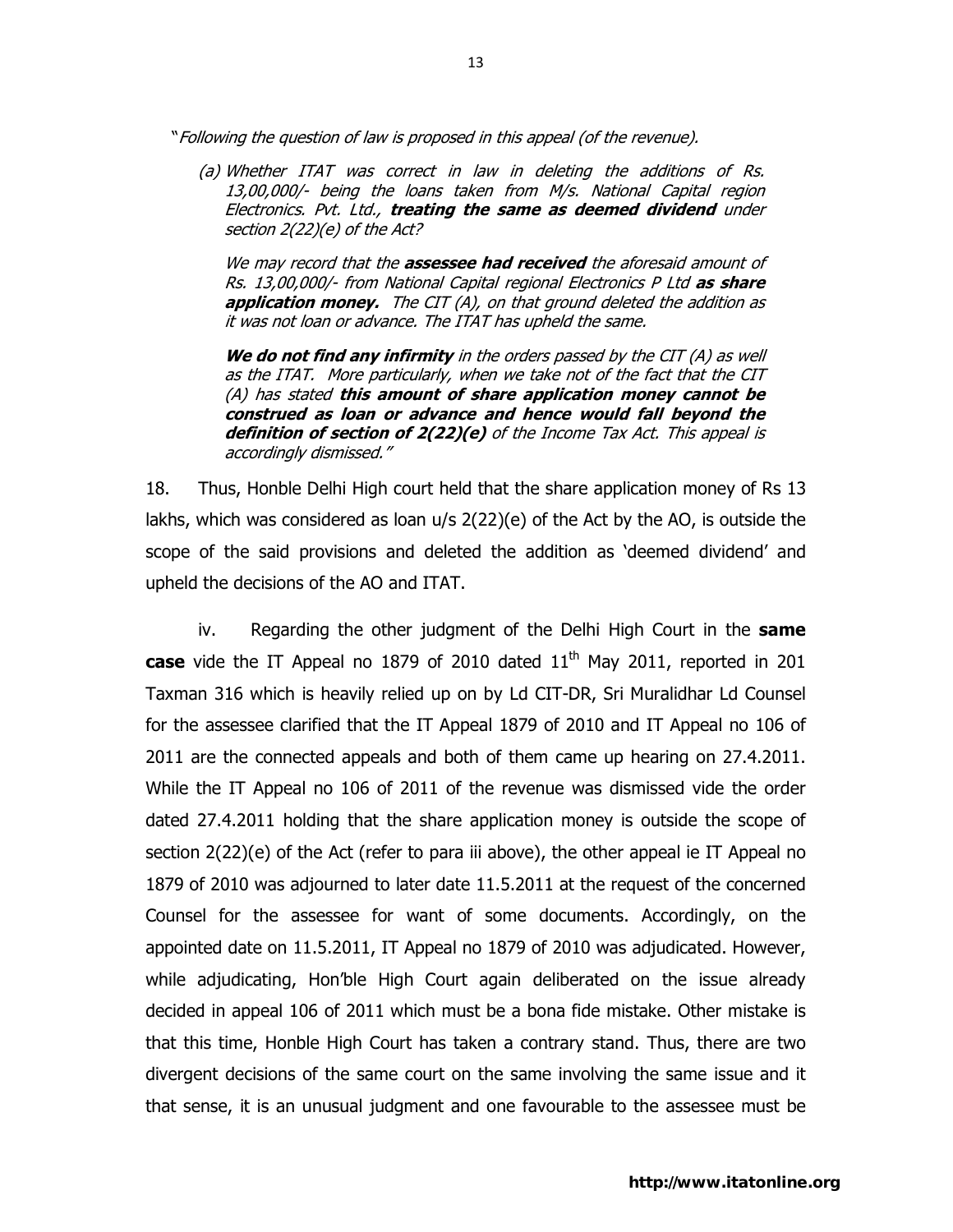"*Following the question of law is proposed in this appeal (of the revenue).*

> *(a) Whether ITAT was correct in law in deleting the additions of Rs. 13,00,000/- being the loans taken from M/s. National Capital region Electronics. Pvt. Ltd.,* ***treating the same as deemed dividend*** *under section 2(22)(e) of the Act?*
>
> *We may record that the* ***assessee had received*** *the aforesaid amount of Rs. 13,00,000/- from National Capital regional Electronics P Ltd* ***as share application money.*** *The CIT (A), on that ground deleted the addition as it was not loan or advance. The ITAT has upheld the same.*
>
> ***We do not find any infirmity*** *in the orders passed by the CIT (A) as well as the ITAT. More particularly, when we take not of the fact that the CIT (A) has stated* ***this amount of share application money cannot be construed as loan or advance and hence would fall beyond the definition of section of 2(22)(e)*** *of the Income Tax Act. This appeal is accordingly dismissed."*

18. Thus, Honble Delhi High court held that the share application money of Rs 13 lakhs, which was considered as loan u/s 2(22)(e) of the Act by the AO, is outside the scope of the said provisions and deleted the addition as 'deemed dividend' and upheld the decisions of the AO and ITAT.

iv. Regarding the other judgment of the Delhi High Court in the **same case** vide the IT Appeal no 1879 of 2010 dated 11th May 2011, reported in 201 Taxman 316 which is heavily relied up on by Ld CIT-DR, Sri Muralidhar Ld Counsel for the assessee clarified that the IT Appeal 1879 of 2010 and IT Appeal no 106 of 2011 are the connected appeals and both of them came up hearing on 27.4.2011. While the IT Appeal no 106 of 2011 of the revenue was dismissed vide the order dated 27.4.2011 holding that the share application money is outside the scope of section 2(22)(e) of the Act (refer to para iii above), the other appeal ie IT Appeal no 1879 of 2010 was adjourned to later date 11.5.2011 at the request of the concerned Counsel for the assessee for want of some documents. Accordingly, on the appointed date on 11.5.2011, IT Appeal no 1879 of 2010 was adjudicated. However, while adjudicating, Hon'ble High Court again deliberated on the issue already decided in appeal 106 of 2011 which must be a bona fide mistake. Other mistake is that this time, Honble High Court has taken a contrary stand. Thus, there are two divergent decisions of the same court on the same involving the same issue and it that sense, it is an unusual judgment and one favourable to the assessee must be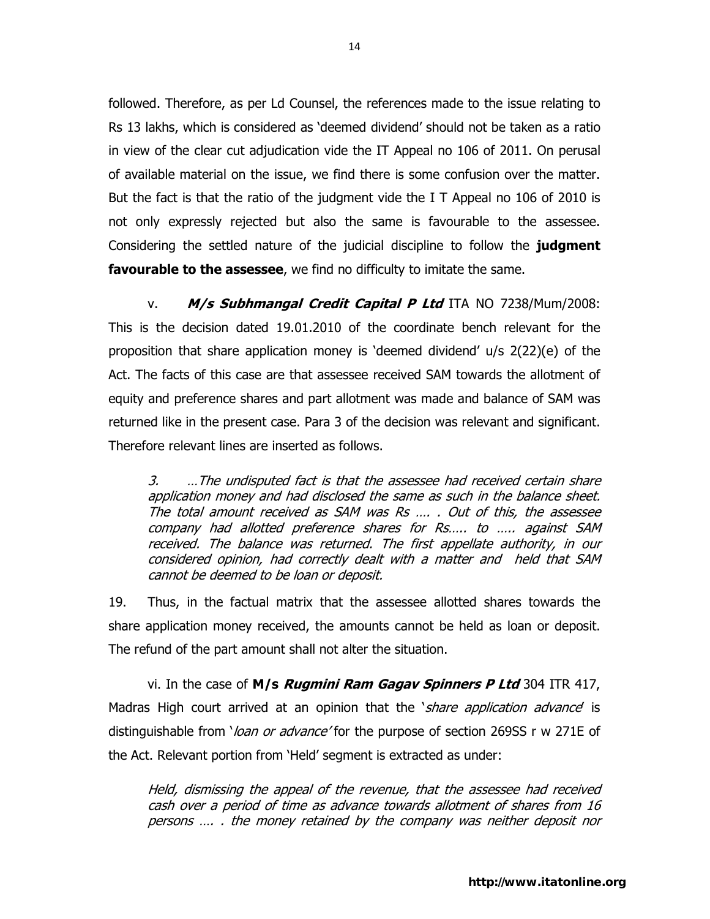followed. Therefore, as per Ld Counsel, the references made to the issue relating to Rs 13 lakhs, which is considered as 'deemed dividend' should not be taken as a ratio in view of the clear cut adjudication vide the IT Appeal no 106 of 2011. On perusal of available material on the issue, we find there is some confusion over the matter. But the fact is that the ratio of the judgment vide the I T Appeal no 106 of 2010 is not only expressly rejected but also the same is favourable to the assessee. Considering the settled nature of the judicial discipline to follow the **judgment favourable to the assessee**, we find no difficulty to imitate the same.

v. ***M/s Subhmangal Credit Capital P Ltd*** ITA NO 7238/Mum/2008: This is the decision dated 19.01.2010 of the coordinate bench relevant for the proposition that share application money is 'deemed dividend' u/s 2(22)(e) of the Act. The facts of this case are that assessee received SAM towards the allotment of equity and preference shares and part allotment was made and balance of SAM was returned like in the present case. Para 3 of the decision was relevant and significant. Therefore relevant lines are inserted as follows.

> *3. …The undisputed fact is that the assessee had received certain share application money and had disclosed the same as such in the balance sheet. The total amount received as SAM was Rs …. . Out of this, the assessee company had allotted preference shares for Rs….. to ….. against SAM received. The balance was returned. The first appellate authority, in our considered opinion, had correctly dealt with a matter and held that SAM cannot be deemed to be loan or deposit.*

19. Thus, in the factual matrix that the assessee allotted shares towards the share application money received, the amounts cannot be held as loan or deposit. The refund of the part amount shall not alter the situation.

vi. In the case of **M/s *Rugmini Ram Gagav Spinners P Ltd*** 304 ITR 417, Madras High court arrived at an opinion that the '*share application advance*' is distinguishable from '*loan or advance'* for the purpose of section 269SS r w 271E of the Act. Relevant portion from 'Held' segment is extracted as under:

> *Held, dismissing the appeal of the revenue, that the assessee had received cash over a period of time as advance towards allotment of shares from 16 persons …. . the money retained by the company was neither deposit nor*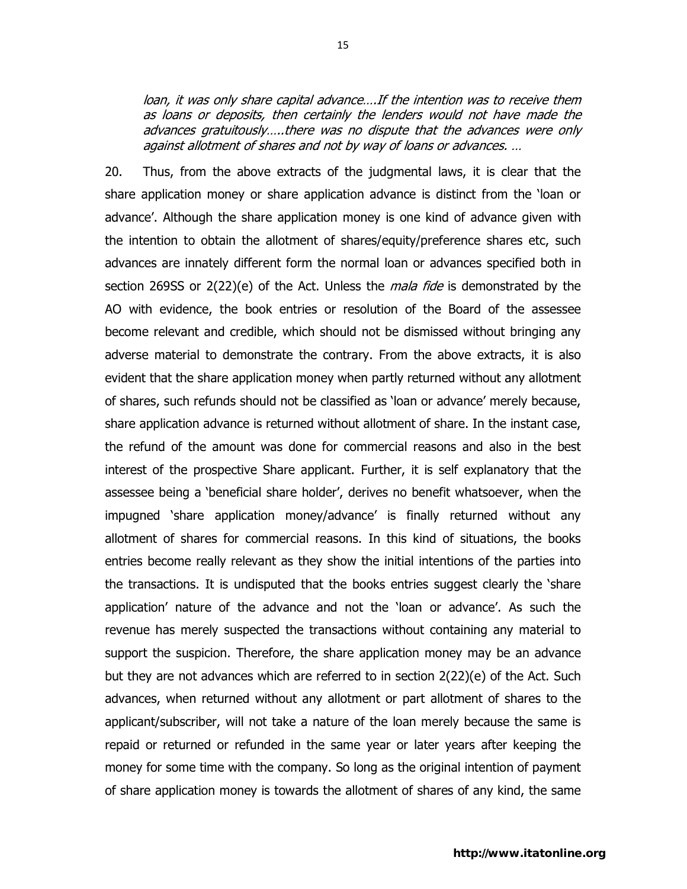*loan, it was only share capital advance….If the intention was to receive them as loans or deposits, then certainly the lenders would not have made the advances gratuitously…..there was no dispute that the advances were only against allotment of shares and not by way of loans or advances. …*

20. Thus, from the above extracts of the judgmental laws, it is clear that the share application money or share application advance is distinct from the 'loan or advance'. Although the share application money is one kind of advance given with the intention to obtain the allotment of shares/equity/preference shares etc, such advances are innately different form the normal loan or advances specified both in section 269SS or 2(22)(e) of the Act. Unless the *mala fide* is demonstrated by the AO with evidence, the book entries or resolution of the Board of the assessee become relevant and credible, which should not be dismissed without bringing any adverse material to demonstrate the contrary. From the above extracts, it is also evident that the share application money when partly returned without any allotment of shares, such refunds should not be classified as 'loan or advance' merely because, share application advance is returned without allotment of share. In the instant case, the refund of the amount was done for commercial reasons and also in the best interest of the prospective Share applicant. Further, it is self explanatory that the assessee being a 'beneficial share holder', derives no benefit whatsoever, when the impugned 'share application money/advance' is finally returned without any allotment of shares for commercial reasons. In this kind of situations, the books entries become really relevant as they show the initial intentions of the parties into the transactions. It is undisputed that the books entries suggest clearly the 'share application' nature of the advance and not the 'loan or advance'. As such the revenue has merely suspected the transactions without containing any material to support the suspicion. Therefore, the share application money may be an advance but they are not advances which are referred to in section 2(22)(e) of the Act. Such advances, when returned without any allotment or part allotment of shares to the applicant/subscriber, will not take a nature of the loan merely because the same is repaid or returned or refunded in the same year or later years after keeping the money for some time with the company. So long as the original intention of payment of share application money is towards the allotment of shares of any kind, the same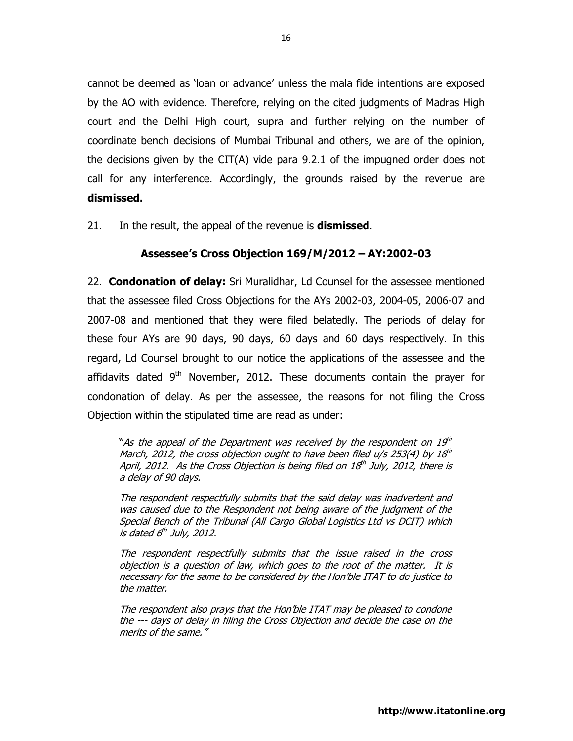cannot be deemed as 'loan or advance' unless the mala fide intentions are exposed by the AO with evidence. Therefore, relying on the cited judgments of Madras High court and the Delhi High court, supra and further relying on the number of coordinate bench decisions of Mumbai Tribunal and others, we are of the opinion, the decisions given by the CIT(A) vide para 9.2.1 of the impugned order does not call for any interference. Accordingly, the grounds raised by the revenue are **dismissed.**

21. In the result, the appeal of the revenue is **dismissed**.

### Assessee's Cross Objection 169/M/2012 – AY:2002-03

22. **Condonation of delay:** Sri Muralidhar, Ld Counsel for the assessee mentioned that the assessee filed Cross Objections for the AYs 2002-03, 2004-05, 2006-07 and 2007-08 and mentioned that they were filed belatedly. The periods of delay for these four AYs are 90 days, 90 days, 60 days and 60 days respectively. In this regard, Ld Counsel brought to our notice the applications of the assessee and the affidavits dated 9th November, 2012. These documents contain the prayer for condonation of delay. As per the assessee, the reasons for not filing the Cross Objection within the stipulated time are read as under:

> "*As the appeal of the Department was received by the respondent on 19th March, 2012, the cross objection ought to have been filed u/s 253(4) by 18th April, 2012. As the Cross Objection is being filed on 18th July, 2012, there is a delay of 90 days.*
>
> *The respondent respectfully submits that the said delay was inadvertent and was caused due to the Respondent not being aware of the judgment of the Special Bench of the Tribunal (All Cargo Global Logistics Ltd vs DCIT) which is dated 6th July, 2012.*
>
> *The respondent respectfully submits that the issue raised in the cross objection is a question of law, which goes to the root of the matter. It is necessary for the same to be considered by the Hon'ble ITAT to do justice to the matter.*
>
> *The respondent also prays that the Hon'ble ITAT may be pleased to condone the --- days of delay in filing the Cross Objection and decide the case on the merits of the same.*"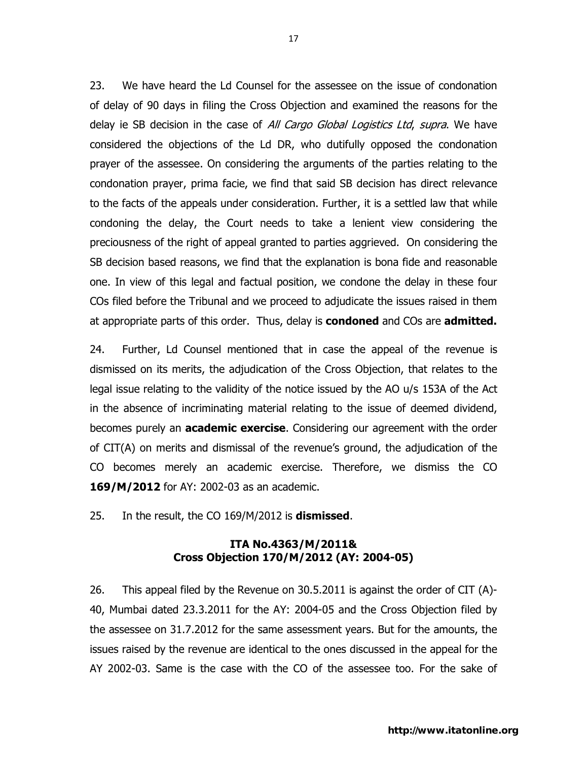23. We have heard the Ld Counsel for the assessee on the issue of condonation of delay of 90 days in filing the Cross Objection and examined the reasons for the delay ie SB decision in the case of *All Cargo Global Logistics Ltd*, *supra*. We have considered the objections of the Ld DR, who dutifully opposed the condonation prayer of the assessee. On considering the arguments of the parties relating to the condonation prayer, prima facie, we find that said SB decision has direct relevance to the facts of the appeals under consideration. Further, it is a settled law that while condoning the delay, the Court needs to take a lenient view considering the preciousness of the right of appeal granted to parties aggrieved. On considering the SB decision based reasons, we find that the explanation is bona fide and reasonable one. In view of this legal and factual position, we condone the delay in these four COs filed before the Tribunal and we proceed to adjudicate the issues raised in them at appropriate parts of this order. Thus, delay is **condoned** and COs are **admitted.**

24. Further, Ld Counsel mentioned that in case the appeal of the revenue is dismissed on its merits, the adjudication of the Cross Objection, that relates to the legal issue relating to the validity of the notice issued by the AO u/s 153A of the Act in the absence of incriminating material relating to the issue of deemed dividend, becomes purely an **academic exercise**. Considering our agreement with the order of CIT(A) on merits and dismissal of the revenue's ground, the adjudication of the CO becomes merely an academic exercise. Therefore, we dismiss the CO **169/M/2012** for AY: 2002-03 as an academic.

25. In the result, the CO 169/M/2012 is **dismissed**.

### ITA No.4363/M/2011& Cross Objection 170/M/2012 (AY: 2004-05)

26. This appeal filed by the Revenue on 30.5.2011 is against the order of CIT (A)-40, Mumbai dated 23.3.2011 for the AY: 2004-05 and the Cross Objection filed by the assessee on 31.7.2012 for the same assessment years. But for the amounts, the issues raised by the revenue are identical to the ones discussed in the appeal for the AY 2002-03. Same is the case with the CO of the assessee too. For the sake of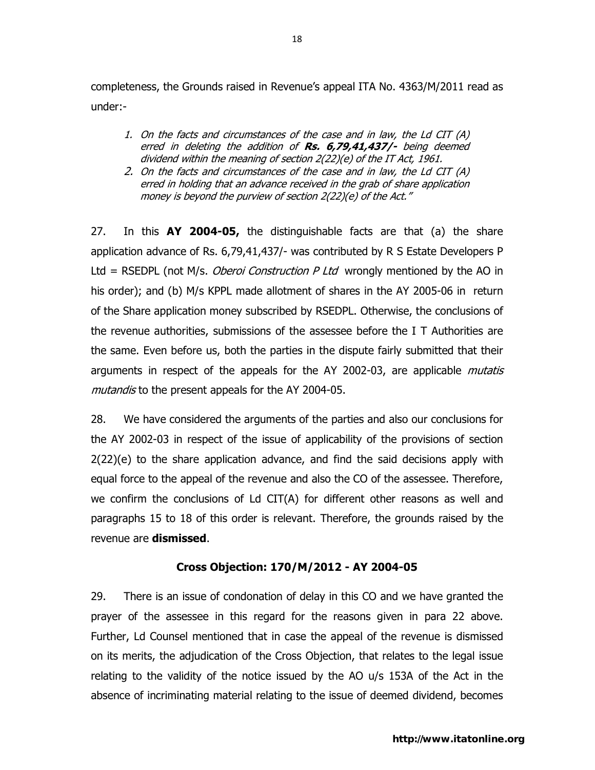completeness, the Grounds raised in Revenue's appeal ITA No. 4363/M/2011 read as under:-

> 1. *On the facts and circumstances of the case and in law, the Ld CIT (A) erred in deleting the addition of* ***Rs. 6,79,41,437/-*** *being deemed dividend within the meaning of section 2(22)(e) of the IT Act, 1961.*
> 2. *On the facts and circumstances of the case and in law, the Ld CIT (A) erred in holding that an advance received in the grab of share application money is beyond the purview of section 2(22)(e) of the Act."*

27. In this **AY 2004-05,** the distinguishable facts are that (a) the share application advance of Rs. 6,79,41,437/- was contributed by R S Estate Developers P Ltd = RSEDPL (not M/s. *Oberoi Construction P Ltd* wrongly mentioned by the AO in his order); and (b) M/s KPPL made allotment of shares in the AY 2005-06 in return of the Share application money subscribed by RSEDPL. Otherwise, the conclusions of the revenue authorities, submissions of the assessee before the I T Authorities are the same. Even before us, both the parties in the dispute fairly submitted that their arguments in respect of the appeals for the AY 2002-03, are applicable *mutatis mutandis* to the present appeals for the AY 2004-05.

28. We have considered the arguments of the parties and also our conclusions for the AY 2002-03 in respect of the issue of applicability of the provisions of section 2(22)(e) to the share application advance, and find the said decisions apply with equal force to the appeal of the revenue and also the CO of the assessee. Therefore, we confirm the conclusions of Ld CIT(A) for different other reasons as well and paragraphs 15 to 18 of this order is relevant. Therefore, the grounds raised by the revenue are **dismissed**.

### Cross Objection: 170/M/2012 - AY 2004-05

29. There is an issue of condonation of delay in this CO and we have granted the prayer of the assessee in this regard for the reasons given in para 22 above. Further, Ld Counsel mentioned that in case the appeal of the revenue is dismissed on its merits, the adjudication of the Cross Objection, that relates to the legal issue relating to the validity of the notice issued by the AO u/s 153A of the Act in the absence of incriminating material relating to the issue of deemed dividend, becomes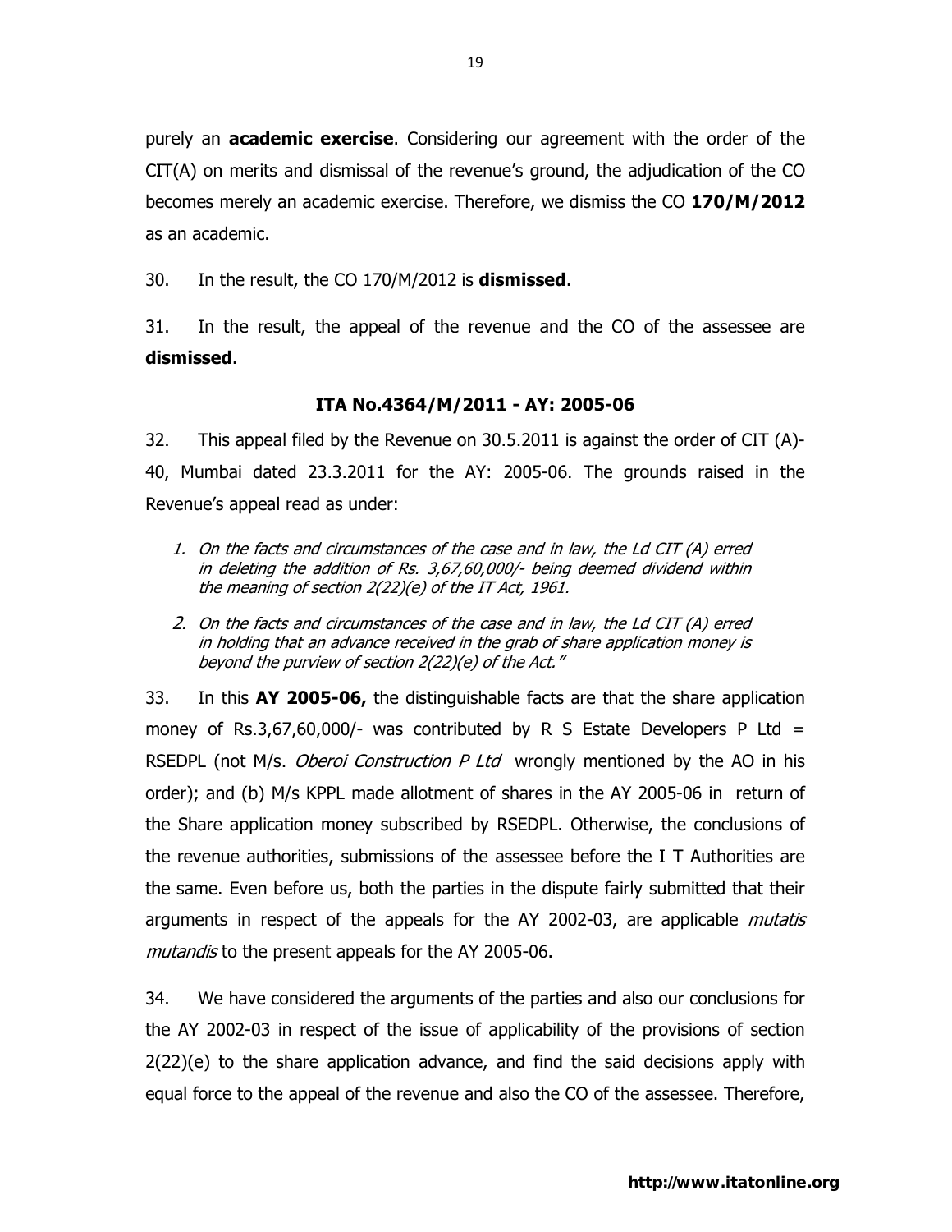purely an **academic exercise**. Considering our agreement with the order of the CIT(A) on merits and dismissal of the revenue's ground, the adjudication of the CO becomes merely an academic exercise. Therefore, we dismiss the CO **170/M/2012** as an academic.

30. In the result, the CO 170/M/2012 is **dismissed**.

31. In the result, the appeal of the revenue and the CO of the assessee are **dismissed**.

### ITA No.4364/M/2011 - AY: 2005-06

32. This appeal filed by the Revenue on 30.5.2011 is against the order of CIT (A)-40, Mumbai dated 23.3.2011 for the AY: 2005-06. The grounds raised in the Revenue's appeal read as under:

1. *On the facts and circumstances of the case and in law, the Ld CIT (A) erred in deleting the addition of Rs. 3,67,60,000/- being deemed dividend within the meaning of section 2(22)(e) of the IT Act, 1961.*
2. *On the facts and circumstances of the case and in law, the Ld CIT (A) erred in holding that an advance received in the grab of share application money is beyond the purview of section 2(22)(e) of the Act."*

33. In this **AY 2005-06,** the distinguishable facts are that the share application money of Rs.3,67,60,000/- was contributed by R S Estate Developers P Ltd = RSEDPL (not M/s. *Oberoi Construction P Ltd* wrongly mentioned by the AO in his order); and (b) M/s KPPL made allotment of shares in the AY 2005-06 in return of the Share application money subscribed by RSEDPL. Otherwise, the conclusions of the revenue authorities, submissions of the assessee before the I T Authorities are the same. Even before us, both the parties in the dispute fairly submitted that their arguments in respect of the appeals for the AY 2002-03, are applicable *mutatis mutandis* to the present appeals for the AY 2005-06.

34. We have considered the arguments of the parties and also our conclusions for the AY 2002-03 in respect of the issue of applicability of the provisions of section 2(22)(e) to the share application advance, and find the said decisions apply with equal force to the appeal of the revenue and also the CO of the assessee. Therefore,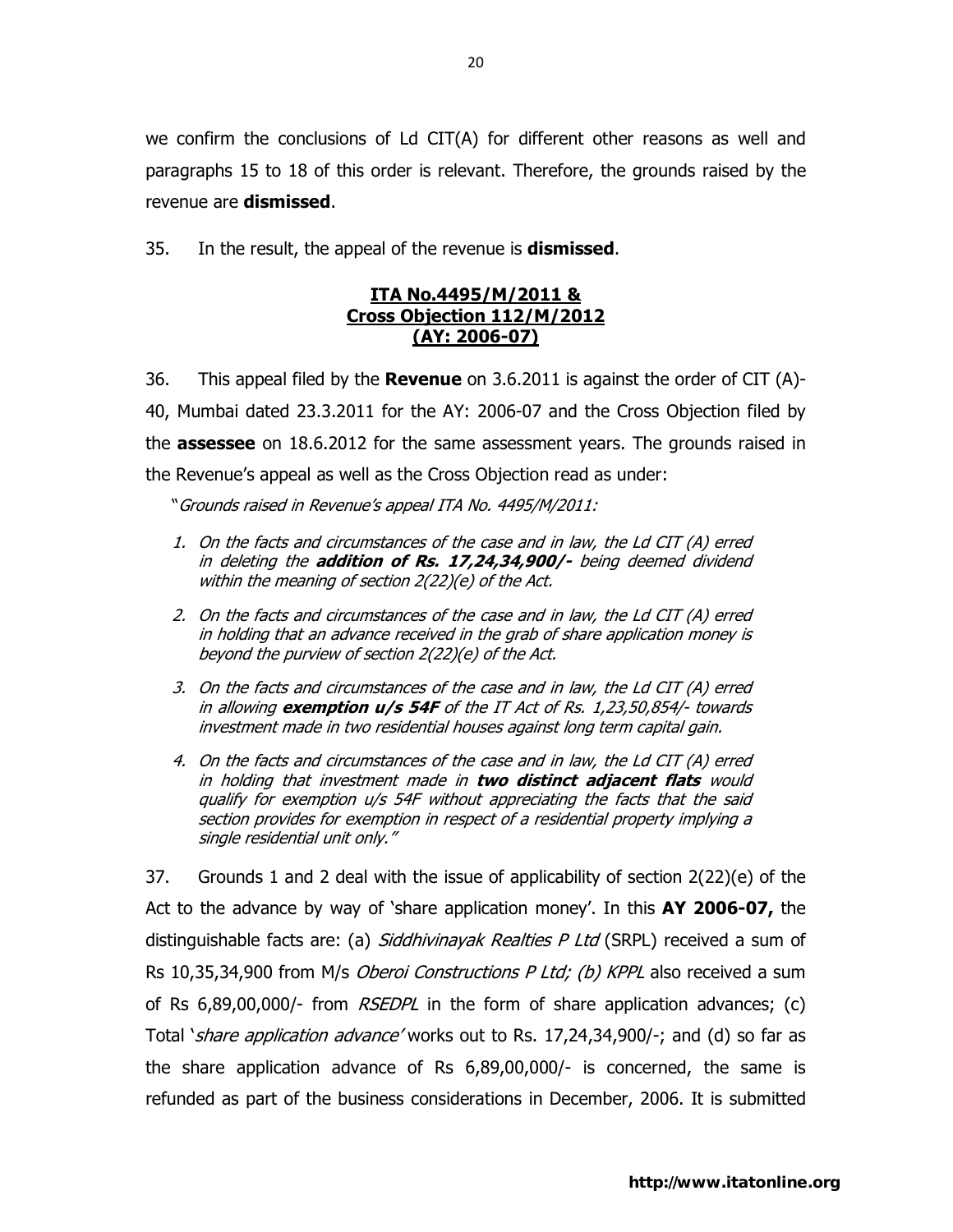we confirm the conclusions of Ld CIT(A) for different other reasons as well and paragraphs 15 to 18 of this order is relevant. Therefore, the grounds raised by the revenue are **dismissed**.

35. In the result, the appeal of the revenue is **dismissed**.

## ITA No.4495/M/2011 & Cross Objection 112/M/2012 (AY: 2006-07)

36. This appeal filed by the **Revenue** on 3.6.2011 is against the order of CIT (A)-40, Mumbai dated 23.3.2011 for the AY: 2006-07 and the Cross Objection filed by the **assessee** on 18.6.2012 for the same assessment years. The grounds raised in the Revenue's appeal as well as the Cross Objection read as under:

"*Grounds raised in Revenue's appeal ITA No. 4495/M/2011:*

1. *On the facts and circumstances of the case and in law, the Ld CIT (A) erred in deleting the **addition of Rs. 17,24,34,900/-** being deemed dividend within the meaning of section 2(22)(e) of the Act.*
2. *On the facts and circumstances of the case and in law, the Ld CIT (A) erred in holding that an advance received in the grab of share application money is beyond the purview of section 2(22)(e) of the Act.*
3. *On the facts and circumstances of the case and in law, the Ld CIT (A) erred in allowing **exemption u/s 54F** of the IT Act of Rs. 1,23,50,854/- towards investment made in two residential houses against long term capital gain.*
4. *On the facts and circumstances of the case and in law, the Ld CIT (A) erred in holding that investment made in **two distinct adjacent flats** would qualify for exemption u/s 54F without appreciating the facts that the said section provides for exemption in respect of a residential property implying a single residential unit only."*

37. Grounds 1 and 2 deal with the issue of applicability of section 2(22)(e) of the Act to the advance by way of 'share application money'. In this **AY 2006-07,** the distinguishable facts are: (a) *Siddhivinayak Realties P Ltd* (SRPL) received a sum of Rs 10,35,34,900 from M/s *Oberoi Constructions P Ltd; (b) KPPL* also received a sum of Rs 6,89,00,000/- from *RSEDPL* in the form of share application advances; (c) Total '*share application advance'* works out to Rs. 17,24,34,900/-; and (d) so far as the share application advance of Rs 6,89,00,000/- is concerned, the same is refunded as part of the business considerations in December, 2006. It is submitted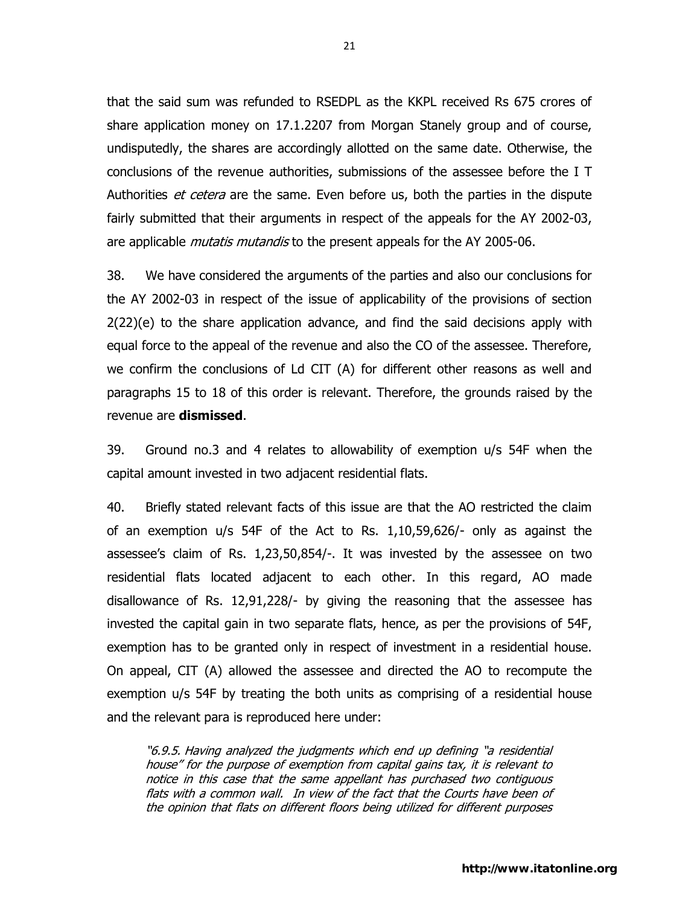that the said sum was refunded to RSEDPL as the KKPL received Rs 675 crores of share application money on 17.1.2207 from Morgan Stanely group and of course, undisputedly, the shares are accordingly allotted on the same date. Otherwise, the conclusions of the revenue authorities, submissions of the assessee before the I T Authorities *et cetera* are the same. Even before us, both the parties in the dispute fairly submitted that their arguments in respect of the appeals for the AY 2002-03, are applicable *mutatis mutandis* to the present appeals for the AY 2005-06.

38. We have considered the arguments of the parties and also our conclusions for the AY 2002-03 in respect of the issue of applicability of the provisions of section 2(22)(e) to the share application advance, and find the said decisions apply with equal force to the appeal of the revenue and also the CO of the assessee. Therefore, we confirm the conclusions of Ld CIT (A) for different other reasons as well and paragraphs 15 to 18 of this order is relevant. Therefore, the grounds raised by the revenue are **dismissed**.

39. Ground no.3 and 4 relates to allowability of exemption u/s 54F when the capital amount invested in two adjacent residential flats.

40. Briefly stated relevant facts of this issue are that the AO restricted the claim of an exemption u/s 54F of the Act to Rs. 1,10,59,626/- only as against the assessee's claim of Rs. 1,23,50,854/-. It was invested by the assessee on two residential flats located adjacent to each other. In this regard, AO made disallowance of Rs. 12,91,228/- by giving the reasoning that the assessee has invested the capital gain in two separate flats, hence, as per the provisions of 54F, exemption has to be granted only in respect of investment in a residential house. On appeal, CIT (A) allowed the assessee and directed the AO to recompute the exemption u/s 54F by treating the both units as comprising of a residential house and the relevant para is reproduced here under:

> *"6.9.5. Having analyzed the judgments which end up defining "a residential house" for the purpose of exemption from capital gains tax, it is relevant to notice in this case that the same appellant has purchased two contiguous flats with a common wall. In view of the fact that the Courts have been of the opinion that flats on different floors being utilized for different purposes*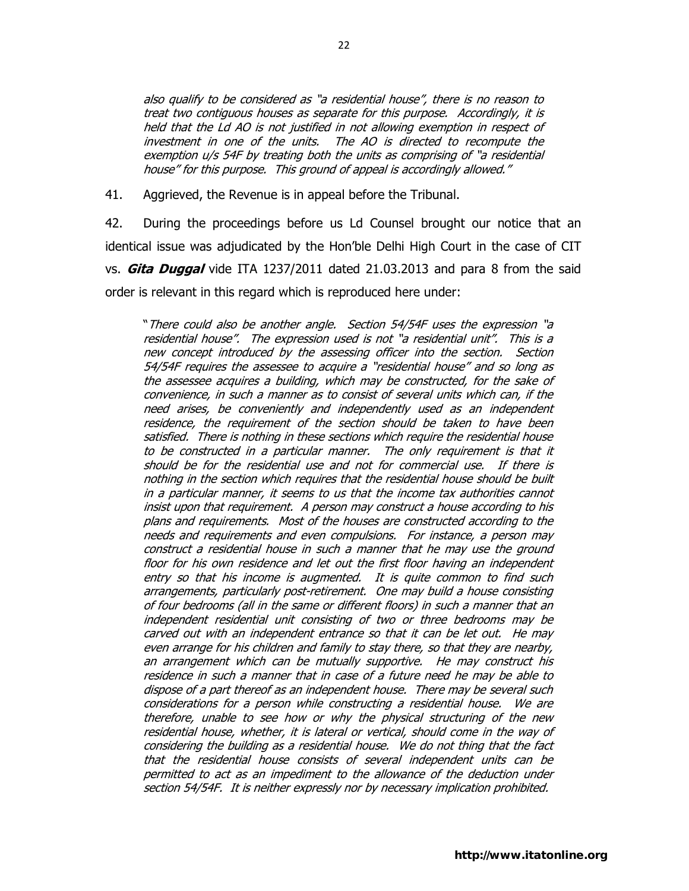*also qualify to be considered as "a residential house", there is no reason to treat two contiguous houses as separate for this purpose. Accordingly, it is held that the Ld AO is not justified in not allowing exemption in respect of investment in one of the units. The AO is directed to recompute the exemption u/s 54F by treating both the units as comprising of "a residential house" for this purpose. This ground of appeal is accordingly allowed."*

41. Aggrieved, the Revenue is in appeal before the Tribunal.

42. During the proceedings before us Ld Counsel brought our notice that an identical issue was adjudicated by the Hon'ble Delhi High Court in the case of CIT vs. ***Gita Duggal*** vide ITA 1237/2011 dated 21.03.2013 and para 8 from the said order is relevant in this regard which is reproduced here under:

*"There could also be another angle. Section 54/54F uses the expression "a residential house". The expression used is not "a residential unit". This is a new concept introduced by the assessing officer into the section. Section 54/54F requires the assessee to acquire a "residential house" and so long as the assessee acquires a building, which may be constructed, for the sake of convenience, in such a manner as to consist of several units which can, if the need arises, be conveniently and independently used as an independent residence, the requirement of the section should be taken to have been satisfied. There is nothing in these sections which require the residential house to be constructed in a particular manner. The only requirement is that it should be for the residential use and not for commercial use. If there is nothing in the section which requires that the residential house should be built in a particular manner, it seems to us that the income tax authorities cannot insist upon that requirement. A person may construct a house according to his plans and requirements. Most of the houses are constructed according to the needs and requirements and even compulsions. For instance, a person may construct a residential house in such a manner that he may use the ground floor for his own residence and let out the first floor having an independent entry so that his income is augmented. It is quite common to find such arrangements, particularly post-retirement. One may build a house consisting of four bedrooms (all in the same or different floors) in such a manner that an independent residential unit consisting of two or three bedrooms may be carved out with an independent entrance so that it can be let out. He may even arrange for his children and family to stay there, so that they are nearby, an arrangement which can be mutually supportive. He may construct his residence in such a manner that in case of a future need he may be able to dispose of a part thereof as an independent house. There may be several such considerations for a person while constructing a residential house. We are therefore, unable to see how or why the physical structuring of the new residential house, whether, it is lateral or vertical, should come in the way of considering the building as a residential house. We do not thing that the fact that the residential house consists of several independent units can be permitted to act as an impediment to the allowance of the deduction under section 54/54F. It is neither expressly nor by necessary implication prohibited.*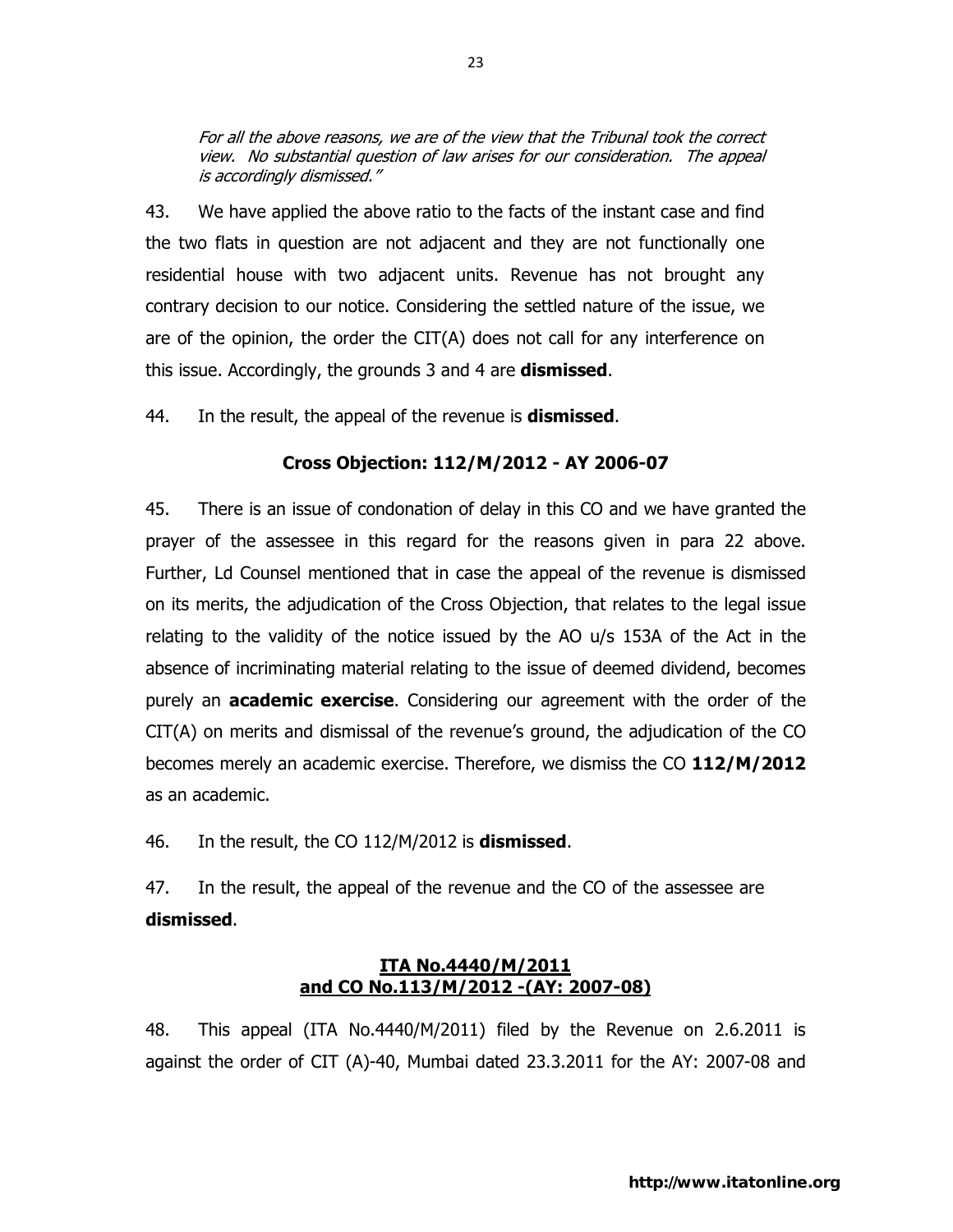*For all the above reasons, we are of the view that the Tribunal took the correct view. No substantial question of law arises for our consideration. The appeal is accordingly dismissed."*

43. We have applied the above ratio to the facts of the instant case and find the two flats in question are not adjacent and they are not functionally one residential house with two adjacent units. Revenue has not brought any contrary decision to our notice. Considering the settled nature of the issue, we are of the opinion, the order the CIT(A) does not call for any interference on this issue. Accordingly, the grounds 3 and 4 are **dismissed**.

44. In the result, the appeal of the revenue is **dismissed**.

**Cross Objection: 112/M/2012 - AY 2006-07**

45. There is an issue of condonation of delay in this CO and we have granted the prayer of the assessee in this regard for the reasons given in para 22 above. Further, Ld Counsel mentioned that in case the appeal of the revenue is dismissed on its merits, the adjudication of the Cross Objection, that relates to the legal issue relating to the validity of the notice issued by the AO u/s 153A of the Act in the absence of incriminating material relating to the issue of deemed dividend, becomes purely an **academic exercise**. Considering our agreement with the order of the CIT(A) on merits and dismissal of the revenue's ground, the adjudication of the CO becomes merely an academic exercise. Therefore, we dismiss the CO **112/M/2012** as an academic.

46. In the result, the CO 112/M/2012 is **dismissed**.

47. In the result, the appeal of the revenue and the CO of the assessee are **dismissed**.

**ITA No.4440/M/2011**
**and CO No.113/M/2012 -(AY: 2007-08)**

48. This appeal (ITA No.4440/M/2011) filed by the Revenue on 2.6.2011 is against the order of CIT (A)-40, Mumbai dated 23.3.2011 for the AY: 2007-08 and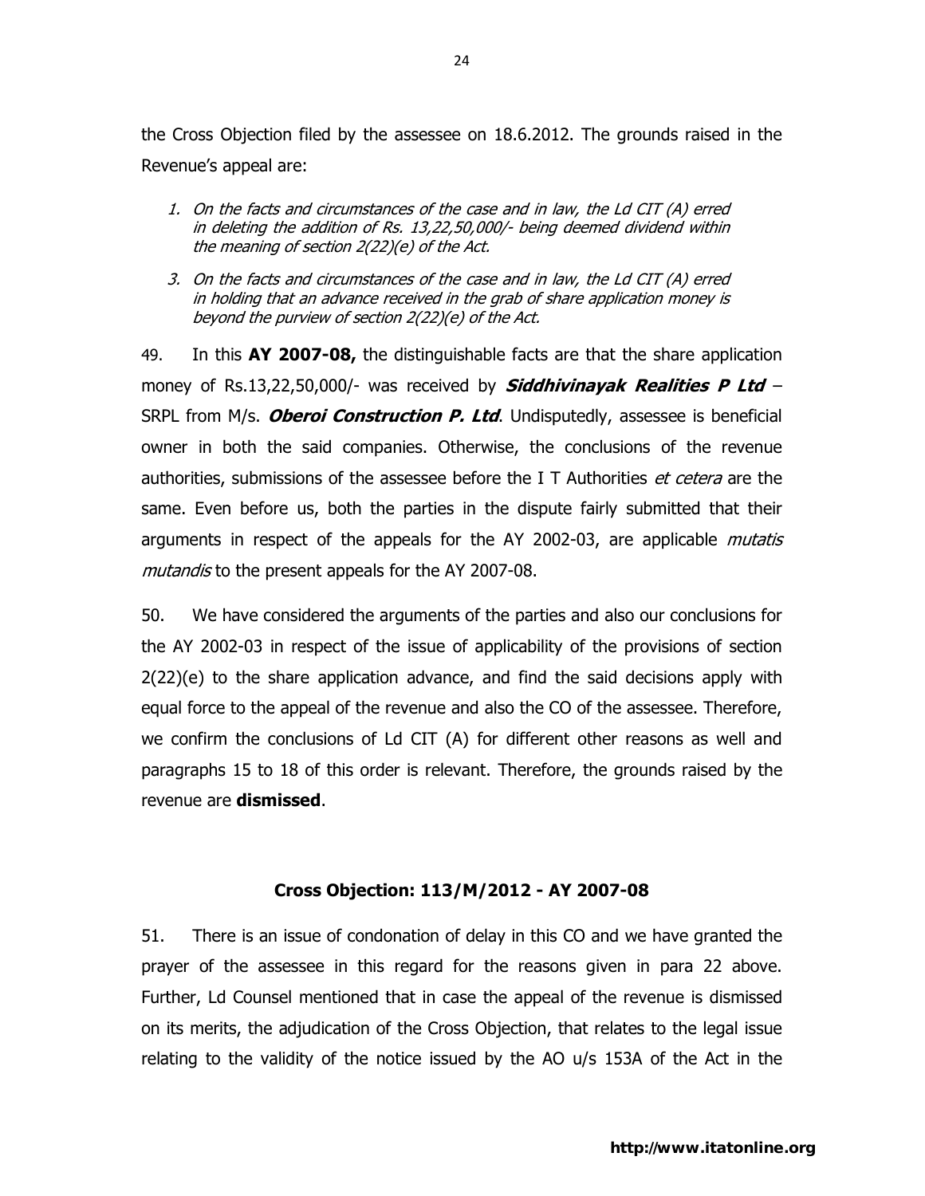the Cross Objection filed by the assessee on 18.6.2012. The grounds raised in the Revenue's appeal are:

1. *On the facts and circumstances of the case and in law, the Ld CIT (A) erred in deleting the addition of Rs. 13,22,50,000/- being deemed dividend within the meaning of section 2(22)(e) of the Act.*

3. *On the facts and circumstances of the case and in law, the Ld CIT (A) erred in holding that an advance received in the grab of share application money is beyond the purview of section 2(22)(e) of the Act.*

49. In this **AY 2007-08,** the distinguishable facts are that the share application money of Rs.13,22,50,000/- was received by ***Siddhivinayak Realities P Ltd*** – SRPL from M/s. ***Oberoi Construction P. Ltd***. Undisputedly, assessee is beneficial owner in both the said companies. Otherwise, the conclusions of the revenue authorities, submissions of the assessee before the I T Authorities *et cetera* are the same. Even before us, both the parties in the dispute fairly submitted that their arguments in respect of the appeals for the AY 2002-03, are applicable *mutatis mutandis* to the present appeals for the AY 2007-08.

50. We have considered the arguments of the parties and also our conclusions for the AY 2002-03 in respect of the issue of applicability of the provisions of section 2(22)(e) to the share application advance, and find the said decisions apply with equal force to the appeal of the revenue and also the CO of the assessee. Therefore, we confirm the conclusions of Ld CIT (A) for different other reasons as well and paragraphs 15 to 18 of this order is relevant. Therefore, the grounds raised by the revenue are **dismissed**.

### Cross Objection: 113/M/2012 - AY 2007-08

51. There is an issue of condonation of delay in this CO and we have granted the prayer of the assessee in this regard for the reasons given in para 22 above. Further, Ld Counsel mentioned that in case the appeal of the revenue is dismissed on its merits, the adjudication of the Cross Objection, that relates to the legal issue relating to the validity of the notice issued by the AO u/s 153A of the Act in the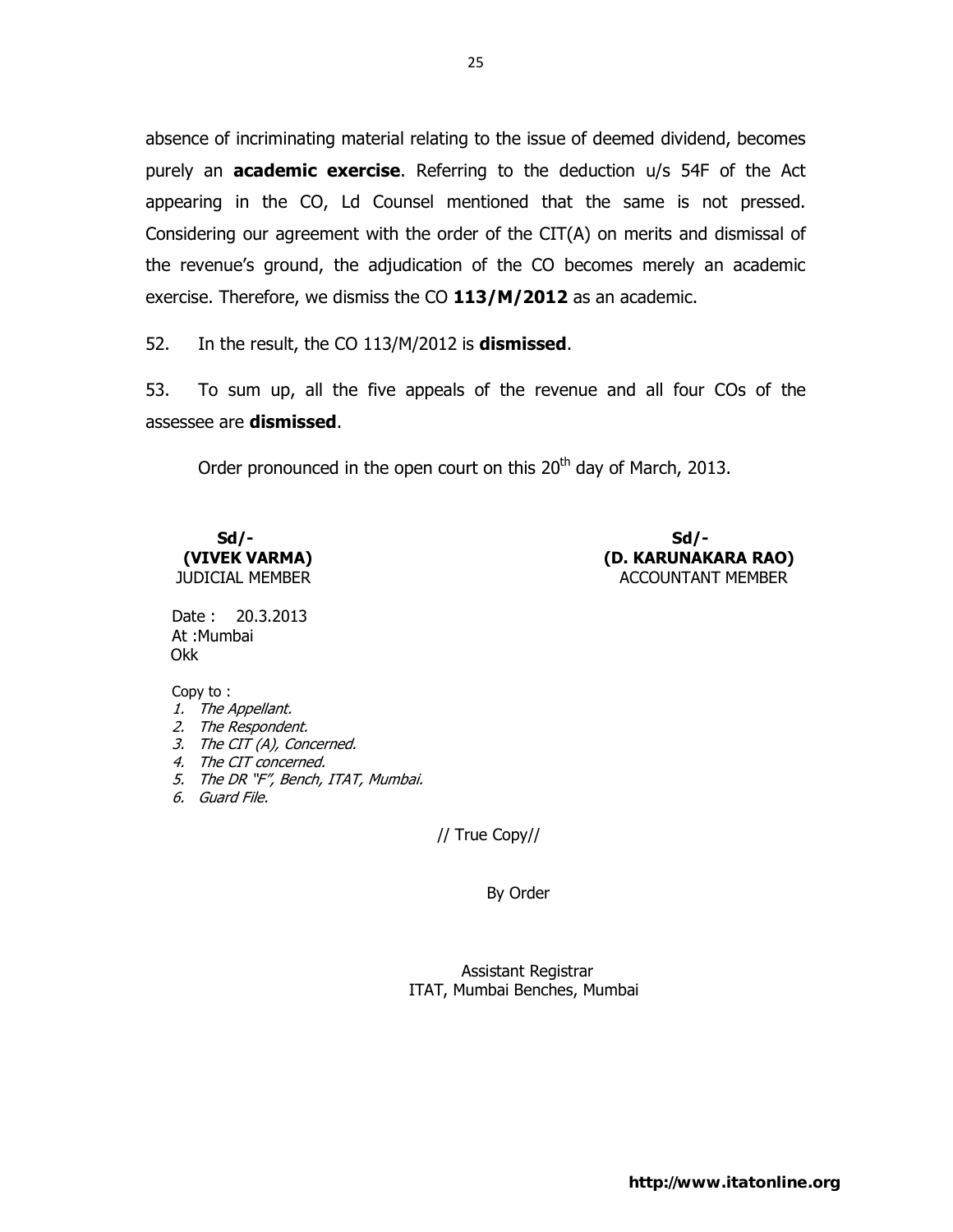absence of incriminating material relating to the issue of deemed dividend, becomes purely an **academic exercise**. Referring to the deduction u/s 54F of the Act appearing in the CO, Ld Counsel mentioned that the same is not pressed. Considering our agreement with the order of the CIT(A) on merits and dismissal of the revenue's ground, the adjudication of the CO becomes merely an academic exercise. Therefore, we dismiss the CO **113/M/2012** as an academic.

52. In the result, the CO 113/M/2012 is **dismissed**.

53. To sum up, all the five appeals of the revenue and all four COs of the assessee are **dismissed**.

Order pronounced in the open court on this 20th day of March, 2013.

| | |
|---|---|
| **Sd/-** | **Sd/-** |
| **(VIVEK VARMA)** | **(D. KARUNAKARA RAO)** |
| JUDICIAL MEMBER | ACCOUNTANT MEMBER |

Date : 20.3.2013
At :Mumbai
Okk

Copy to :

1. *The Appellant.*
2. *The Respondent.*
3. *The CIT (A), Concerned.*
4. *The CIT concerned.*
5. *The DR "F", Bench, ITAT, Mumbai.*
6. *Guard File.*

// True Copy//

By Order

Assistant Registrar
ITAT, Mumbai Benches, Mumbai

**http://www.itatonline.org**